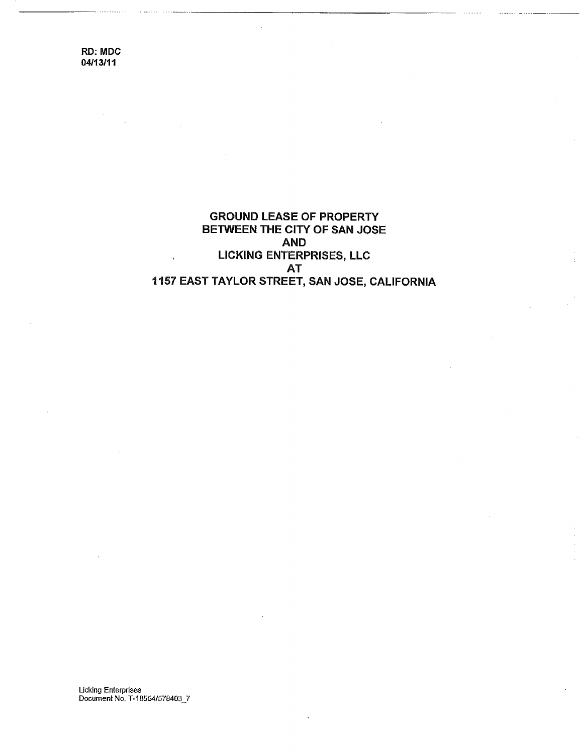RD: MDC
04/13/11

# GROUND LEASE OF PROPERTY BETWEEN THE CITY OF SAN JOSE AND LICKING ENTERPRISES, LLC AT 1157 EAST TAYLOR STREET, SAN JOSE, CALIFORNIA

Licking Enterprises
Document No. T-18554/578403_7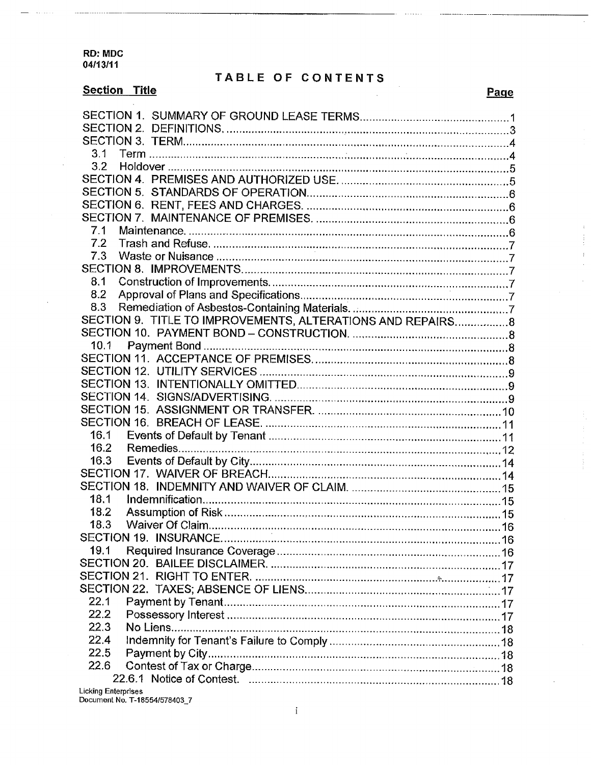RD: MDC
04/13/11

# TABLE OF CONTENTS

| Section Title | Page |
|---|---|
| SECTION 1. SUMMARY OF GROUND LEASE TERMS | 1 |
| SECTION 2. DEFINITIONS. | 3 |
| SECTION 3. TERM | 4 |
| 3.1 Term | 4 |
| 3.2 Holdover | 5 |
| SECTION 4. PREMISES AND AUTHORIZED USE. | 5 |
| SECTION 5. STANDARDS OF OPERATION | 6 |
| SECTION 6. RENT, FEES AND CHARGES. | 6 |
| SECTION 7. MAINTENANCE OF PREMISES. | 6 |
| 7.1 Maintenance. | 6 |
| 7.2 Trash and Refuse. | 7 |
| 7.3 Waste or Nuisance | 7 |
| SECTION 8. IMPROVEMENTS | 7 |
| 8.1 Construction of Improvements. | 7 |
| 8.2 Approval of Plans and Specifications | 7 |
| 8.3 Remediation of Asbestos-Containing Materials. | 7 |
| SECTION 9. TITLE TO IMPROVEMENTS, ALTERATIONS AND REPAIRS | 8 |
| SECTION 10. PAYMENT BOND – CONSTRUCTION. | 8 |
| 10.1 Payment Bond | 8 |
| SECTION 11. ACCEPTANCE OF PREMISES. | 8 |
| SECTION 12. UTILITY SERVICES | 9 |
| SECTION 13. INTENTIONALLY OMITTED | 9 |
| SECTION 14. SIGNS/ADVERTISING. | 9 |
| SECTION 15. ASSIGNMENT OR TRANSFER. | 10 |
| SECTION 16. BREACH OF LEASE. | 11 |
| 16.1 Events of Default by Tenant | 11 |
| 16.2 Remedies | 12 |
| 16.3 Events of Default by City | 14 |
| SECTION 17. WAIVER OF BREACH | 14 |
| SECTION 18. INDEMNITY AND WAIVER OF CLAIM. | 15 |
| 18.1 Indemnification | 15 |
| 18.2 Assumption of Risk | 15 |
| 18.3 Waiver Of Claim | 16 |
| SECTION 19. INSURANCE | 16 |
| 19.1 Required Insurance Coverage | 16 |
| SECTION 20. BAILEE DISCLAIMER. | 17 |
| SECTION 21. RIGHT TO ENTER. | 17 |
| SECTION 22. TAXES; ABSENCE OF LIENS | 17 |
| 22.1 Payment by Tenant | 17 |
| 22.2 Possessory Interest | 17 |
| 22.3 No Liens | 18 |
| 22.4 Indemnity for Tenant's Failure to Comply | 18 |
| 22.5 Payment by City | 18 |
| 22.6 Contest of Tax or Charge | 18 |
| 22.6.1 Notice of Contest. | 18 |

Licking Enterprises
Document No. T-18554/578403_7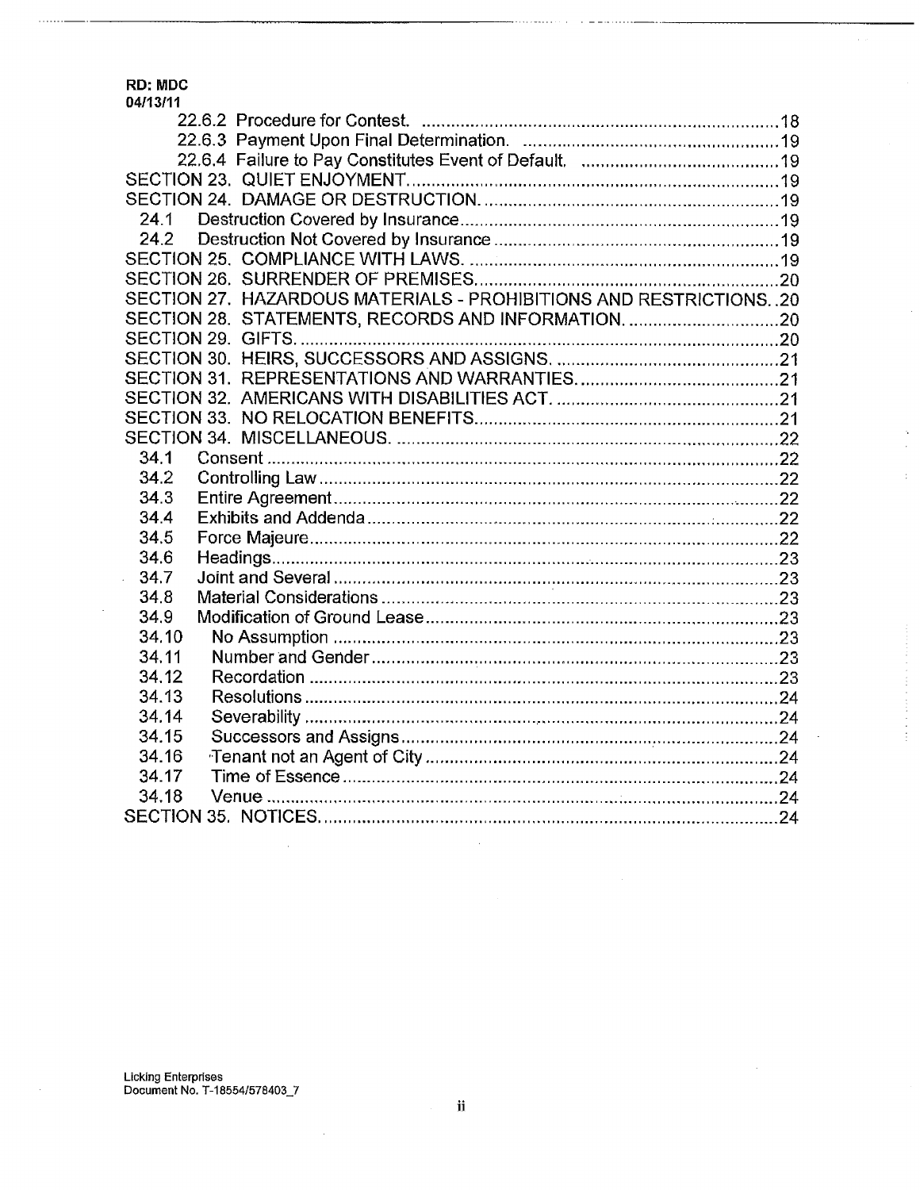RD: MDC
04/13/11

22.6.2 Procedure for Contest. ....................................................................18
22.6.3 Payment Upon Final Determination. .......................................................19
22.6.4 Failure to Pay Constitutes Event of Default. ............................................19

SECTION 23. QUIET ENJOYMENT..........................................................................19

SECTION 24. DAMAGE OR DESTRUCTION..............................................................19

24.1 Destruction Covered by Insurance.................................................................19
24.2 Destruction Not Covered by Insurance............................................................19

SECTION 25. COMPLIANCE WITH LAWS...................................................................19

SECTION 26. SURRENDER OF PREMISES...................................................................20

SECTION 27. HAZARDOUS MATERIALS - PROHIBITIONS AND RESTRICTIONS..20

SECTION 28. STATEMENTS, RECORDS AND INFORMATION.....................................20

SECTION 29. GIFTS.............................................................................................20

SECTION 30. HEIRS, SUCCESSORS AND ASSIGNS......................................................21

SECTION 31. REPRESENTATIONS AND WARRANTIES..................................................21

SECTION 32. AMERICANS WITH DISABILITIES ACT.....................................................21

SECTION 33. NO RELOCATION BENEFITS...................................................................21

SECTION 34. MISCELLANEOUS................................................................................22

34.1 Consent.....................................................................................................22
34.2 Controlling Law........................................................................................22
34.3 Entire Agreement.......................................................................................22
34.4 Exhibits and Addenda.................................................................................22
34.5 Force Majeure...........................................................................................22
34.6 Headings...................................................................................................23
34.7 Joint and Several.......................................................................................23
34.8 Material Considerations..............................................................................23
34.9 Modification of Ground Lease.......................................................................23
34.10 No Assumption.........................................................................................23
34.11 Number and Gender...................................................................................23
34.12 Recordation..............................................................................................23
34.13 Resolutions..............................................................................................24
34.14 Severability..............................................................................................24
34.15 Successors and Assigns.............................................................................24
34.16 Tenant not an Agent of City.........................................................................24
34.17 Time of Essence.......................................................................................24
34.18 Venue.....................................................................................................24

SECTION 35. NOTICES...........................................................................................24

Licking Enterprises
Document No. T-18554/578403_7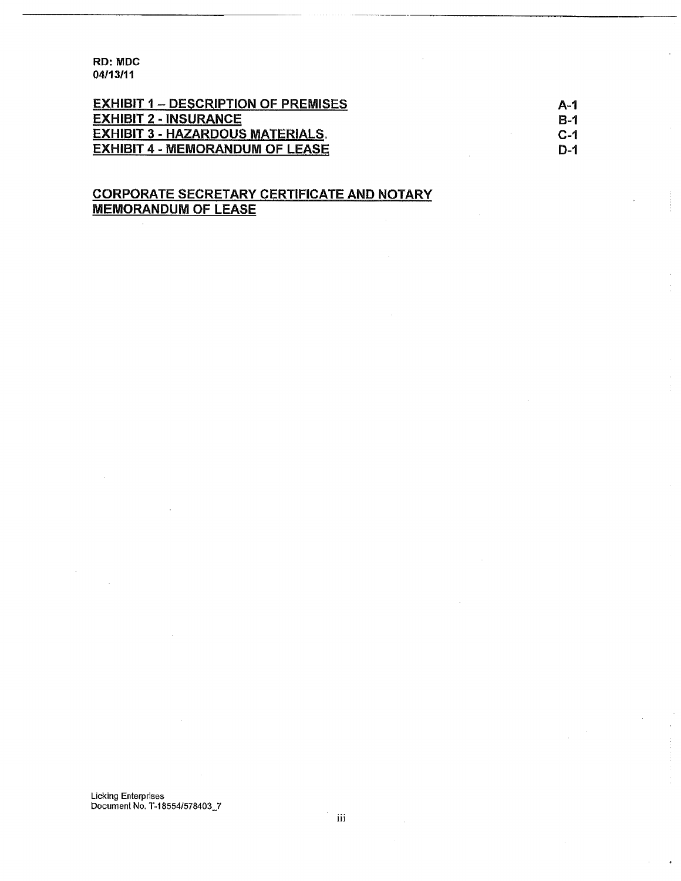RD: MDC
04/13/11

| | |
|---|---|
| **EXHIBIT 1 – DESCRIPTION OF PREMISES** | **A-1** |
| **EXHIBIT 2 - INSURANCE** | **B-1** |
| **EXHIBIT 3 - HAZARDOUS MATERIALS.** | **C-1** |
| **EXHIBIT 4 - MEMORANDUM OF LEASE** | **D-1** |

**CORPORATE SECRETARY CERTIFICATE AND NOTARY**
**MEMORANDUM OF LEASE**

Licking Enterprises
Document No. T-18554/578403_7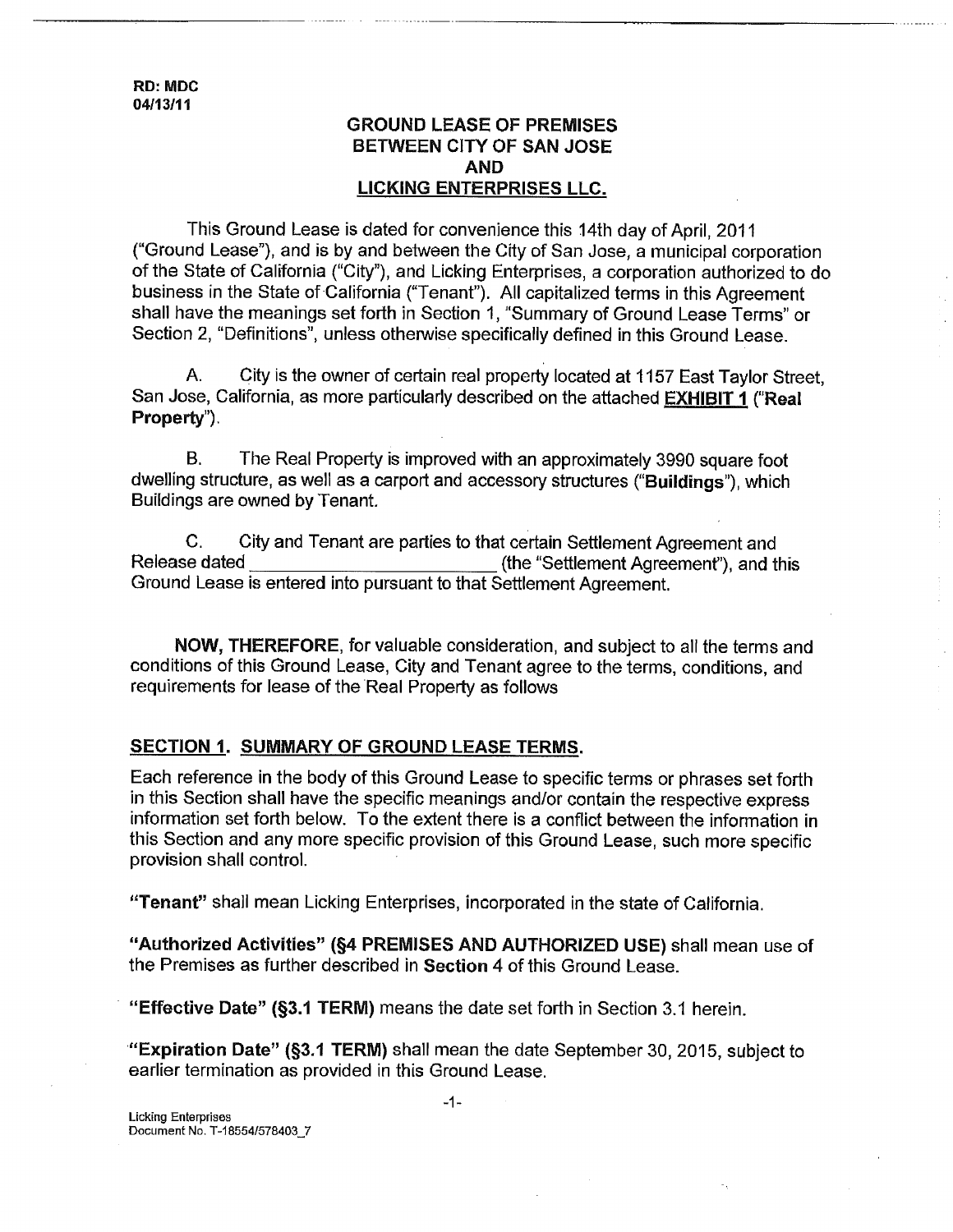RD: MDC
04/13/11

# GROUND LEASE OF PREMISES BETWEEN CITY OF SAN JOSE AND LICKING ENTERPRISES LLC.

This Ground Lease is dated for convenience this 14th day of April, 2011 ("Ground Lease"), and is by and between the City of San Jose, a municipal corporation of the State of California ("City"), and Licking Enterprises, a corporation authorized to do business in the State of California ("Tenant"). All capitalized terms in this Agreement shall have the meanings set forth in Section 1, "Summary of Ground Lease Terms" or Section 2, "Definitions", unless otherwise specifically defined in this Ground Lease.

A. City is the owner of certain real property located at 1157 East Taylor Street, San Jose, California, as more particularly described on the attached **EXHIBIT 1** ("**Real Property**").

B. The Real Property is improved with an approximately 3990 square foot dwelling structure, as well as a carport and accessory structures ("**Buildings**"), which Buildings are owned by Tenant.

C. City and Tenant are parties to that certain Settlement Agreement and Release dated ________________________ (the "Settlement Agreement"), and this Ground Lease is entered into pursuant to that Settlement Agreement.

**NOW, THEREFORE**, for valuable consideration, and subject to all the terms and conditions of this Ground Lease, City and Tenant agree to the terms, conditions, and requirements for lease of the Real Property as follows

## SECTION 1. SUMMARY OF GROUND LEASE TERMS.

Each reference in the body of this Ground Lease to specific terms or phrases set forth in this Section shall have the specific meanings and/or contain the respective express information set forth below. To the extent there is a conflict between the information in this Section and any more specific provision of this Ground Lease, such more specific provision shall control.

**"Tenant"** shall mean Licking Enterprises, incorporated in the state of California.

**"Authorized Activities" (§4 PREMISES AND AUTHORIZED USE)** shall mean use of the Premises as further described in **Section** 4 of this Ground Lease.

**"Effective Date" (§3.1 TERM)** means the date set forth in Section 3.1 herein.

**"Expiration Date" (§3.1 TERM)** shall mean the date September 30, 2015, subject to earlier termination as provided in this Ground Lease.

Licking Enterprises
Document No. T-18554/578403_7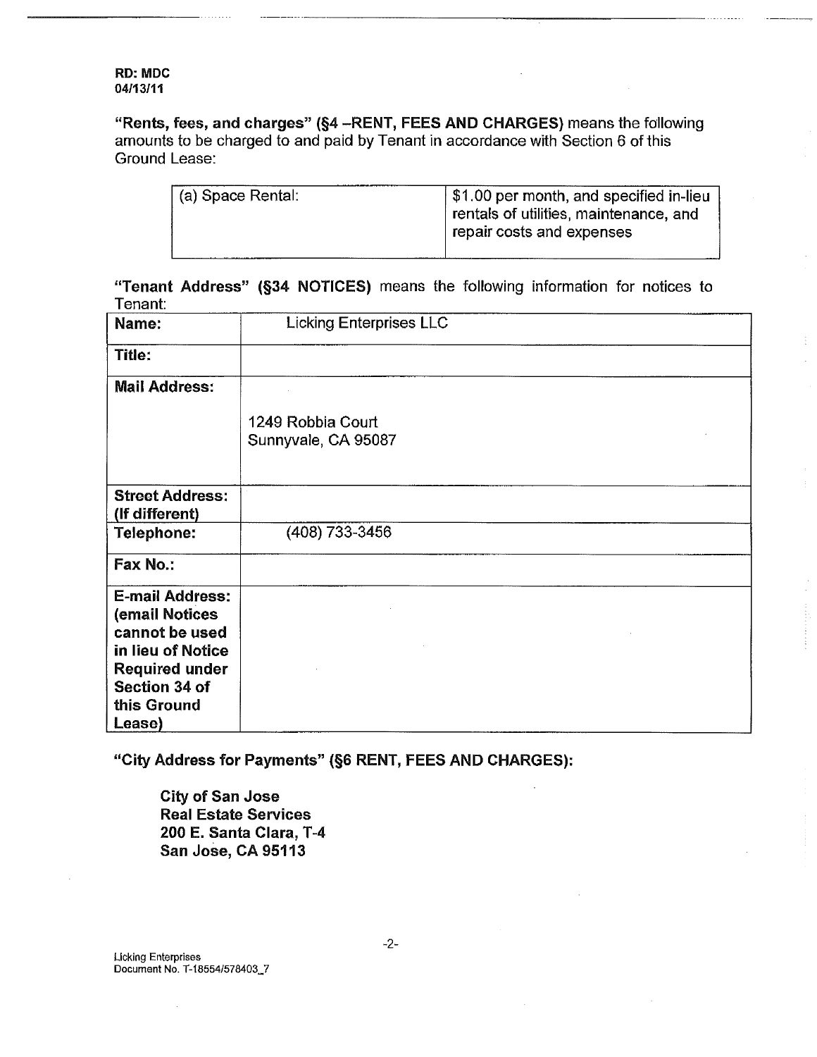RD: MDC
04/13/11

**"Rents, fees, and charges" (§4 –RENT, FEES AND CHARGES)** means the following amounts to be charged to and paid by Tenant in accordance with Section 6 of this Ground Lease:

| (a) Space Rental: | \$1.00 per month, and specified in-lieu rentals of utilities, maintenance, and repair costs and expenses |
|---|---|

**"Tenant Address" (§34 NOTICES)** means the following information for notices to Tenant:

| **Name:** | Licking Enterprises LLC |
|---|---|
| **Title:** | |
| **Mail Address:** | 1249 Robbia Court<br>Sunnyvale, CA 95087 |
| **Street Address: (If different)** | |
| **Telephone:** | (408) 733-3456 |
| **Fax No.:** | |
| **E-mail Address: (email Notices cannot be used in lieu of Notice Required under Section 34 of this Ground Lease)** | |

**"City Address for Payments" (§6 RENT, FEES AND CHARGES):**

**City of San Jose**
**Real Estate Services**
**200 E. Santa Clara, T-4**
**San Jose, CA 95113**

Licking Enterprises
Document No. T-18554/578403_7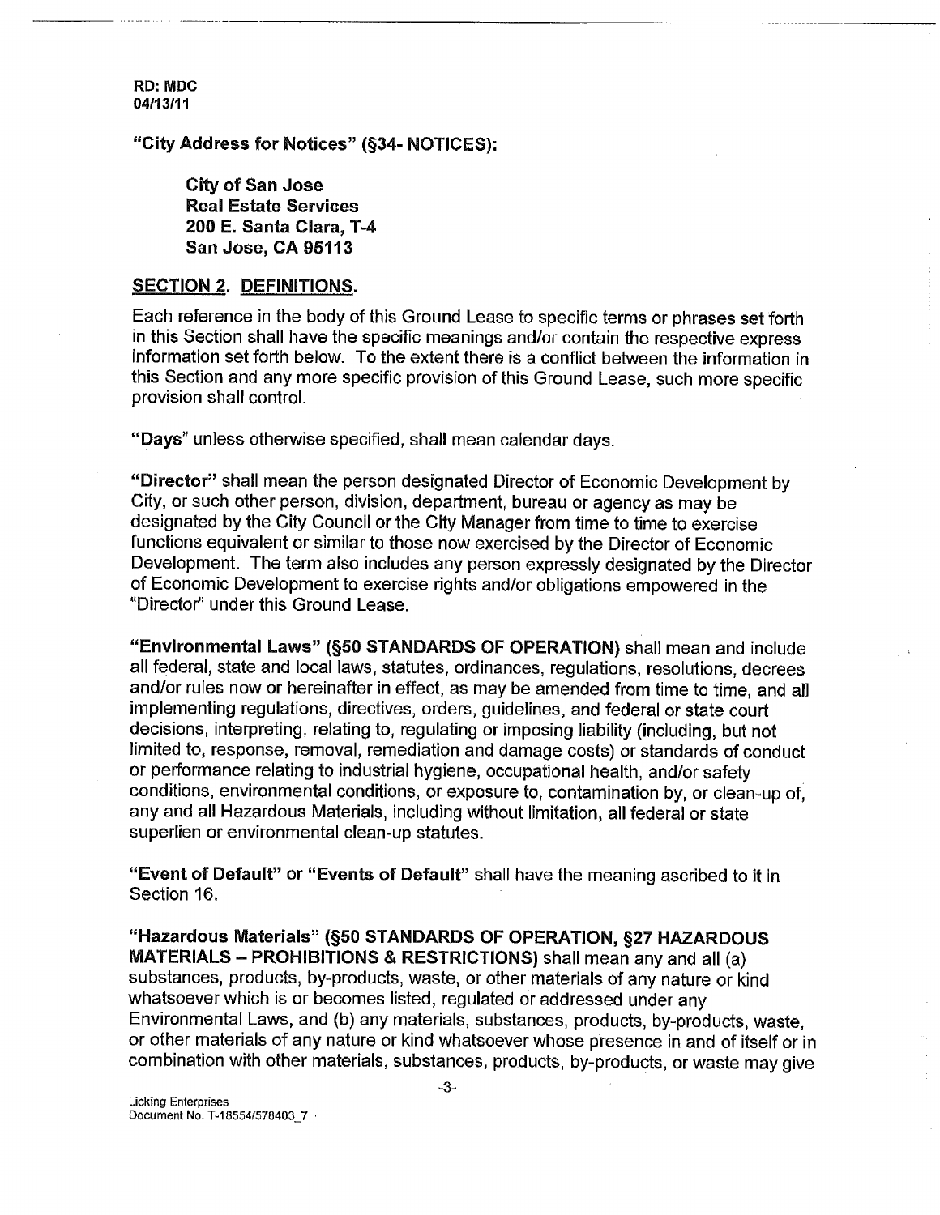RD: MDC
04/13/11

**"City Address for Notices" (§34- NOTICES):**

> **City of San Jose**
> **Real Estate Services**
> **200 E. Santa Clara, T-4**
> **San Jose, CA 95113**

## SECTION 2. DEFINITIONS.

Each reference in the body of this Ground Lease to specific terms or phrases set forth in this Section shall have the specific meanings and/or contain the respective express information set forth below. To the extent there is a conflict between the information in this Section and any more specific provision of this Ground Lease, such more specific provision shall control.

**"Days"** unless otherwise specified, shall mean calendar days.

**"Director"** shall mean the person designated Director of Economic Development by City, or such other person, division, department, bureau or agency as may be designated by the City Council or the City Manager from time to time to exercise functions equivalent or similar to those now exercised by the Director of Economic Development. The term also includes any person expressly designated by the Director of Economic Development to exercise rights and/or obligations empowered in the "Director" under this Ground Lease.

**"Environmental Laws" (§50 STANDARDS OF OPERATION)** shall mean and include all federal, state and local laws, statutes, ordinances, regulations, resolutions, decrees and/or rules now or hereinafter in effect, as may be amended from time to time, and all implementing regulations, directives, orders, guidelines, and federal or state court decisions, interpreting, relating to, regulating or imposing liability (including, but not limited to, response, removal, remediation and damage costs) or standards of conduct or performance relating to industrial hygiene, occupational health, and/or safety conditions, environmental conditions, or exposure to, contamination by, or clean-up of, any and all Hazardous Materials, including without limitation, all federal or state superlien or environmental clean-up statutes.

**"Event of Default"** or **"Events of Default"** shall have the meaning ascribed to it in Section 16.

**"Hazardous Materials" (§50 STANDARDS OF OPERATION, §27 HAZARDOUS MATERIALS – PROHIBITIONS & RESTRICTIONS)** shall mean any and all (a) substances, products, by-products, waste, or other materials of any nature or kind whatsoever which is or becomes listed, regulated or addressed under any Environmental Laws, and (b) any materials, substances, products, by-products, waste, or other materials of any nature or kind whatsoever whose presence in and of itself or in combination with other materials, substances, products, by-products, or waste may give

Licking Enterprises
Document No. T-18554/578403_7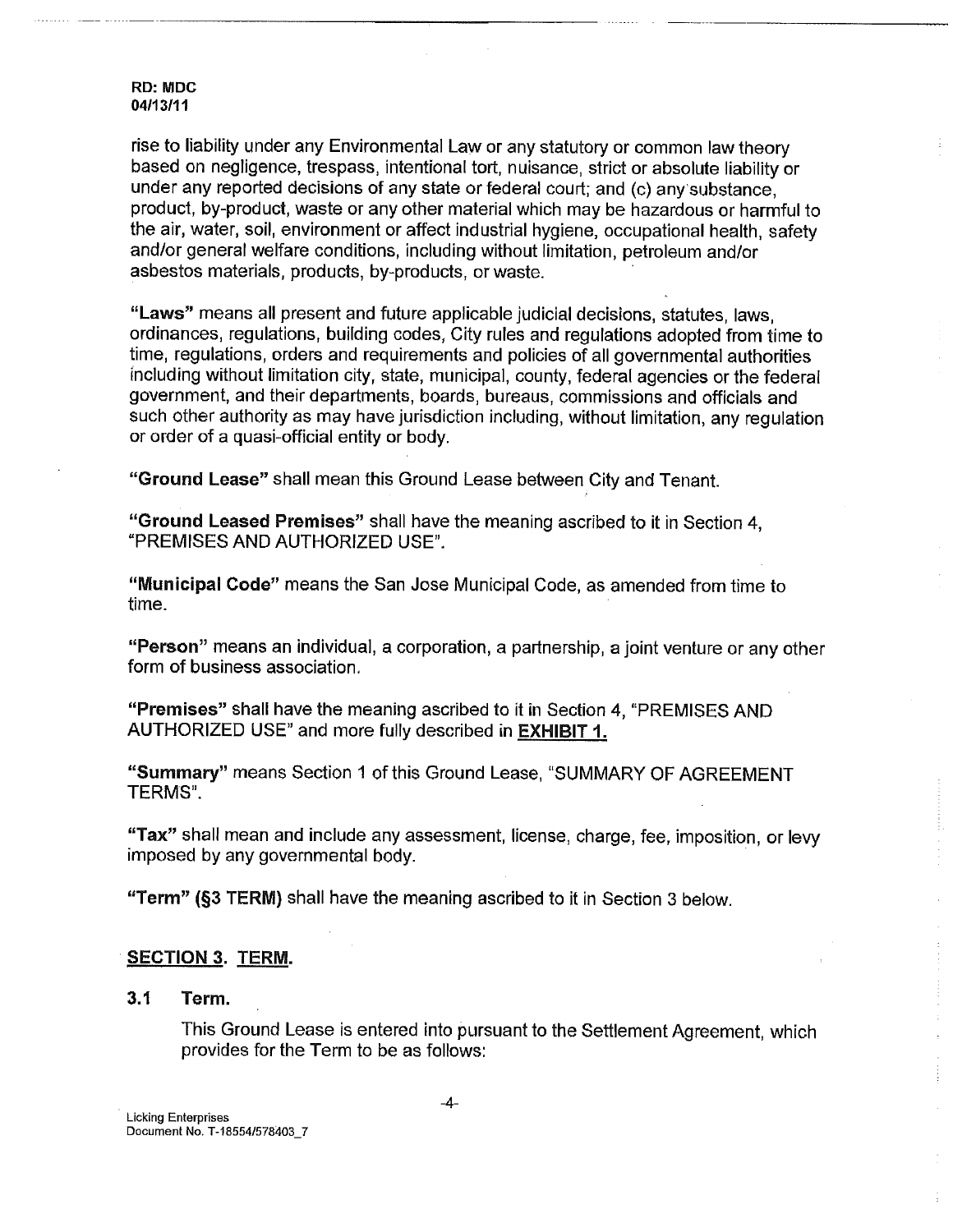rise to liability under any Environmental Law or any statutory or common law theory based on negligence, trespass, intentional tort, nuisance, strict or absolute liability or under any reported decisions of any state or federal court; and (c) any substance, product, by-product, waste or any other material which may be hazardous or harmful to the air, water, soil, environment or affect industrial hygiene, occupational health, safety and/or general welfare conditions, including without limitation, petroleum and/or asbestos materials, products, by-products, or waste.

**"Laws"** means all present and future applicable judicial decisions, statutes, laws, ordinances, regulations, building codes, City rules and regulations adopted from time to time, regulations, orders and requirements and policies of all governmental authorities including without limitation city, state, municipal, county, federal agencies or the federal government, and their departments, boards, bureaus, commissions and officials and such other authority as may have jurisdiction including, without limitation, any regulation or order of a quasi-official entity or body.

**"Ground Lease"** shall mean this Ground Lease between City and Tenant.

**"Ground Leased Premises"** shall have the meaning ascribed to it in Section 4, "PREMISES AND AUTHORIZED USE".

**"Municipal Code"** means the San Jose Municipal Code, as amended from time to time.

**"Person"** means an individual, a corporation, a partnership, a joint venture or any other form of business association.

**"Premises"** shall have the meaning ascribed to it in Section 4, "PREMISES AND AUTHORIZED USE" and more fully described in **EXHIBIT 1.**

**"Summary"** means Section 1 of this Ground Lease, "SUMMARY OF AGREEMENT TERMS".

**"Tax"** shall mean and include any assessment, license, charge, fee, imposition, or levy imposed by any governmental body.

**"Term" (§3 TERM)** shall have the meaning ascribed to it in Section 3 below.

## SECTION 3. TERM.

### 3.1 Term.

This Ground Lease is entered into pursuant to the Settlement Agreement, which provides for the Term to be as follows: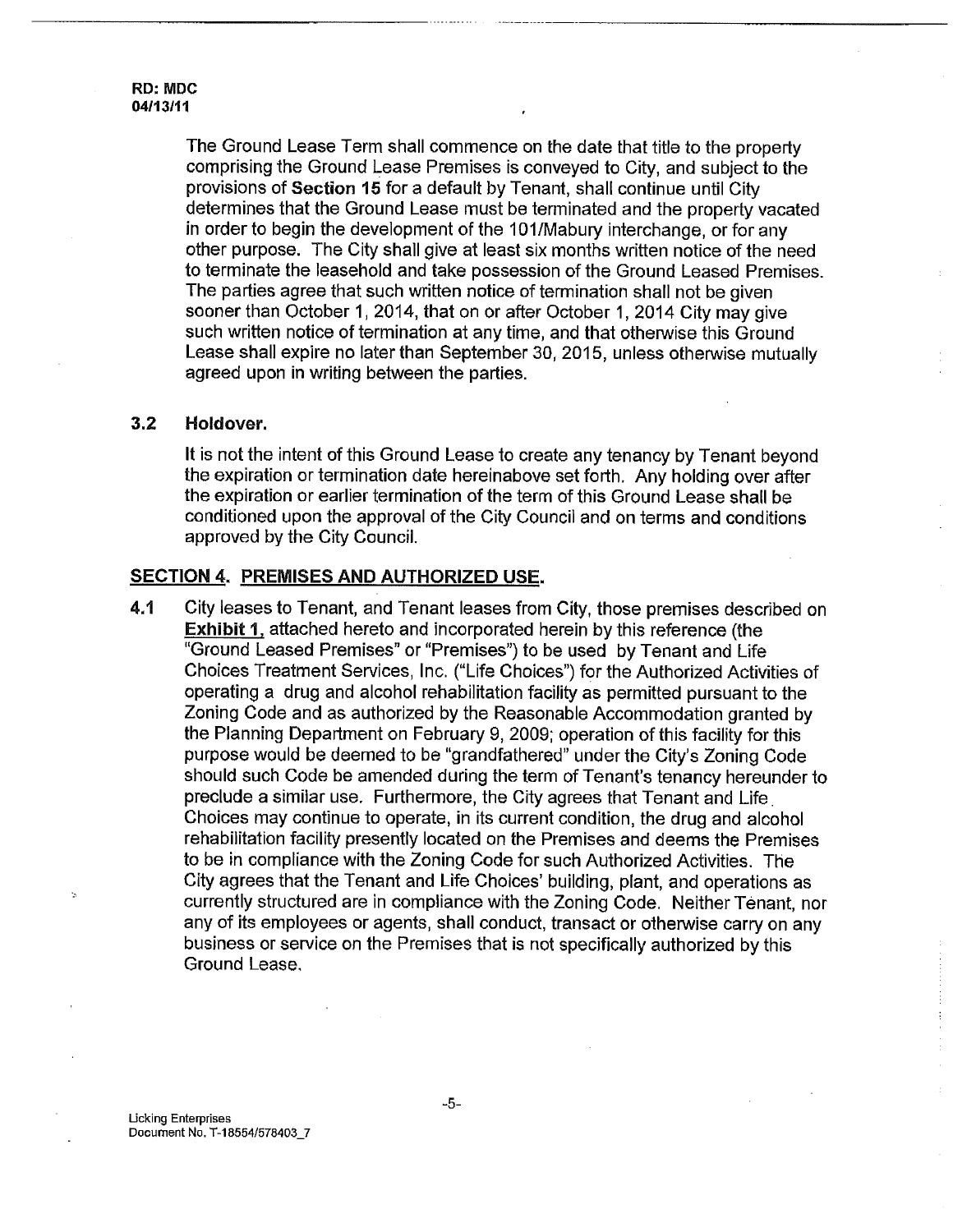The Ground Lease Term shall commence on the date that title to the property comprising the Ground Lease Premises is conveyed to City, and subject to the provisions of **Section 15** for a default by Tenant, shall continue until City determines that the Ground Lease must be terminated and the property vacated in order to begin the development of the 101/Mabury interchange, or for any other purpose. The City shall give at least six months written notice of the need to terminate the leasehold and take possession of the Ground Leased Premises. The parties agree that such written notice of termination shall not be given sooner than October 1, 2014, that on or after October 1, 2014 City may give such written notice of termination at any time, and that otherwise this Ground Lease shall expire no later than September 30, 2015, unless otherwise mutually agreed upon in writing between the parties.

**3.2 Holdover.**

It is not the intent of this Ground Lease to create any tenancy by Tenant beyond the expiration or termination date hereinabove set forth. Any holding over after the expiration or earlier termination of the term of this Ground Lease shall be conditioned upon the approval of the City Council and on terms and conditions approved by the City Council.

## SECTION 4. PREMISES AND AUTHORIZED USE.

**4.1** City leases to Tenant, and Tenant leases from City, those premises described on **Exhibit 1**, attached hereto and incorporated herein by this reference (the "Ground Leased Premises" or "Premises") to be used by Tenant and Life Choices Treatment Services, Inc. ("Life Choices") for the Authorized Activities of operating a drug and alcohol rehabilitation facility as permitted pursuant to the Zoning Code and as authorized by the Reasonable Accommodation granted by the Planning Department on February 9, 2009; operation of this facility for this purpose would be deemed to be "grandfathered" under the City's Zoning Code should such Code be amended during the term of Tenant's tenancy hereunder to preclude a similar use. Furthermore, the City agrees that Tenant and Life Choices may continue to operate, in its current condition, the drug and alcohol rehabilitation facility presently located on the Premises and deems the Premises to be in compliance with the Zoning Code for such Authorized Activities. The City agrees that the Tenant and Life Choices' building, plant, and operations as currently structured are in compliance with the Zoning Code. Neither Tenant, nor any of its employees or agents, shall conduct, transact or otherwise carry on any business or service on the Premises that is not specifically authorized by this Ground Lease.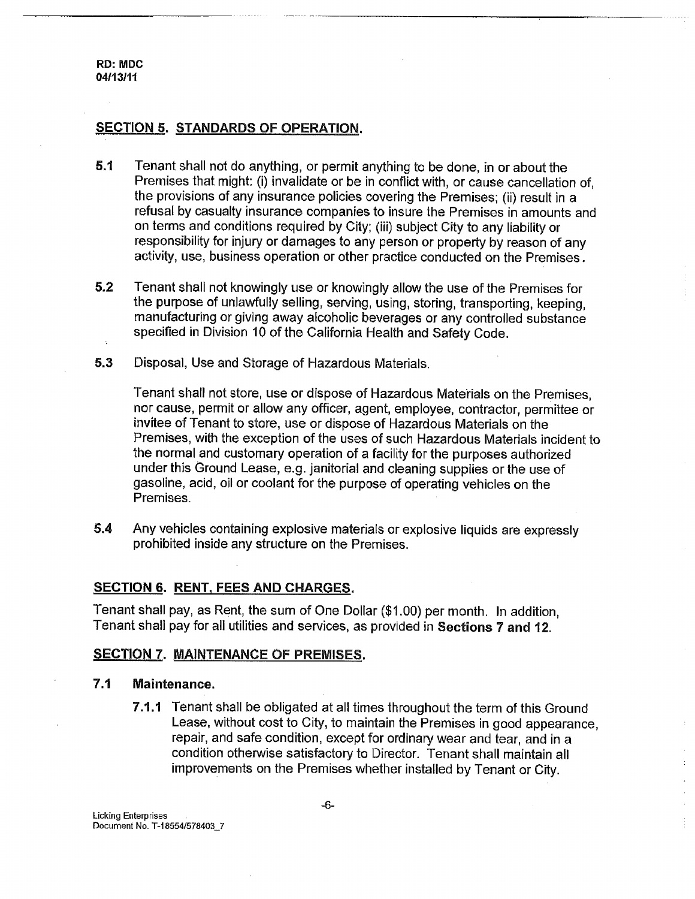RD: MDC
04/13/11

## SECTION 5. STANDARDS OF OPERATION.

**5.1** Tenant shall not do anything, or permit anything to be done, in or about the Premises that might: (i) invalidate or be in conflict with, or cause cancellation of, the provisions of any insurance policies covering the Premises; (ii) result in a refusal by casualty insurance companies to insure the Premises in amounts and on terms and conditions required by City; (iii) subject City to any liability or responsibility for injury or damages to any person or property by reason of any activity, use, business operation or other practice conducted on the Premises.

**5.2** Tenant shall not knowingly use or knowingly allow the use of the Premises for the purpose of unlawfully selling, serving, using, storing, transporting, keeping, manufacturing or giving away alcoholic beverages or any controlled substance specified in Division 10 of the California Health and Safety Code.

**5.3** Disposal, Use and Storage of Hazardous Materials.

Tenant shall not store, use or dispose of Hazardous Materials on the Premises, nor cause, permit or allow any officer, agent, employee, contractor, permittee or invitee of Tenant to store, use or dispose of Hazardous Materials on the Premises, with the exception of the uses of such Hazardous Materials incident to the normal and customary operation of a facility for the purposes authorized under this Ground Lease, e.g. janitorial and cleaning supplies or the use of gasoline, acid, oil or coolant for the purpose of operating vehicles on the Premises.

**5.4** Any vehicles containing explosive materials or explosive liquids are expressly prohibited inside any structure on the Premises.

## SECTION 6. RENT, FEES AND CHARGES.

Tenant shall pay, as Rent, the sum of One Dollar ($1.00) per month. In addition, Tenant shall pay for all utilities and services, as provided in **Sections 7 and 12**.

## SECTION 7. MAINTENANCE OF PREMISES.

### 7.1 Maintenance.

**7.1.1** Tenant shall be obligated at all times throughout the term of this Ground Lease, without cost to City, to maintain the Premises in good appearance, repair, and safe condition, except for ordinary wear and tear, and in a condition otherwise satisfactory to Director. Tenant shall maintain all improvements on the Premises whether installed by Tenant or City.

Licking Enterprises
Document No. T-18554/578403_7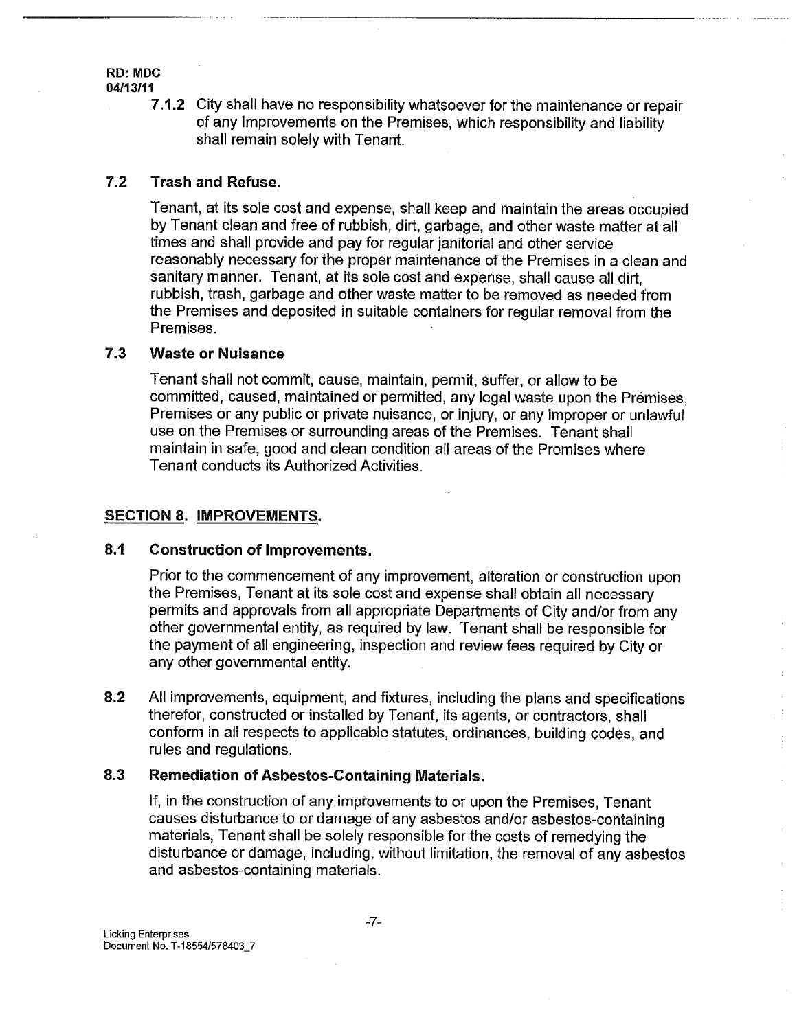7.1.2 City shall have no responsibility whatsoever for the maintenance or repair of any Improvements on the Premises, which responsibility and liability shall remain solely with Tenant.

### 7.2 Trash and Refuse.

Tenant, at its sole cost and expense, shall keep and maintain the areas occupied by Tenant clean and free of rubbish, dirt, garbage, and other waste matter at all times and shall provide and pay for regular janitorial and other service reasonably necessary for the proper maintenance of the Premises in a clean and sanitary manner. Tenant, at its sole cost and expense, shall cause all dirt, rubbish, trash, garbage and other waste matter to be removed as needed from the Premises and deposited in suitable containers for regular removal from the Premises.

### 7.3 Waste or Nuisance

Tenant shall not commit, cause, maintain, permit, suffer, or allow to be committed, caused, maintained or permitted, any legal waste upon the Premises, Premises or any public or private nuisance, or injury, or any improper or unlawful use on the Premises or surrounding areas of the Premises. Tenant shall maintain in safe, good and clean condition all areas of the Premises where Tenant conducts its Authorized Activities.

## SECTION 8. IMPROVEMENTS.

### 8.1 Construction of Improvements.

Prior to the commencement of any improvement, alteration or construction upon the Premises, Tenant at its sole cost and expense shall obtain all necessary permits and approvals from all appropriate Departments of City and/or from any other governmental entity, as required by law. Tenant shall be responsible for the payment of all engineering, inspection and review fees required by City or any other governmental entity.

**8.2** All improvements, equipment, and fixtures, including the plans and specifications therefor, constructed or installed by Tenant, its agents, or contractors, shall conform in all respects to applicable statutes, ordinances, building codes, and rules and regulations.

### 8.3 Remediation of Asbestos-Containing Materials.

If, in the construction of any improvements to or upon the Premises, Tenant causes disturbance to or damage of any asbestos and/or asbestos-containing materials, Tenant shall be solely responsible for the costs of remedying the disturbance or damage, including, without limitation, the removal of any asbestos and asbestos-containing materials.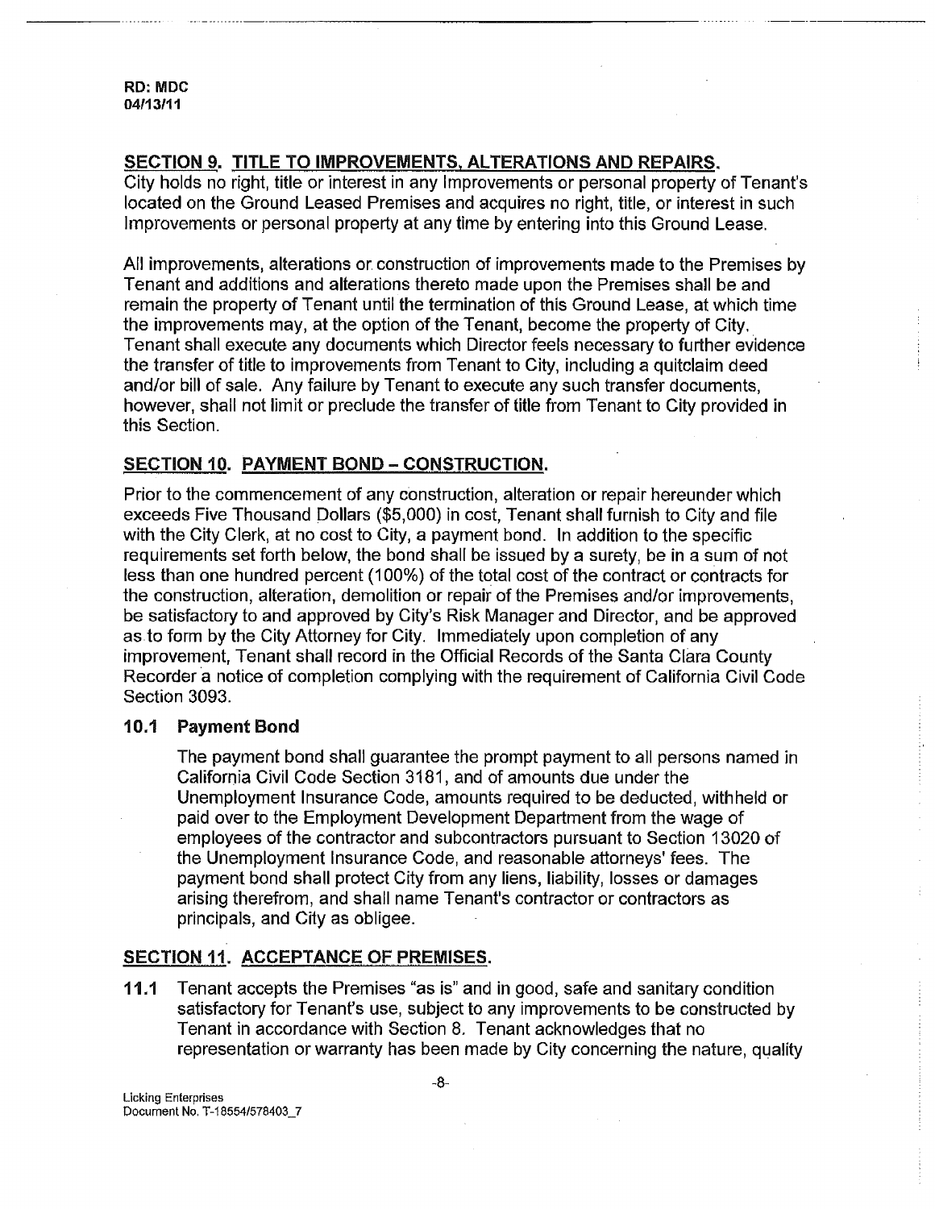## SECTION 9. TITLE TO IMPROVEMENTS, ALTERATIONS AND REPAIRS.

City holds no right, title or interest in any Improvements or personal property of Tenant's located on the Ground Leased Premises and acquires no right, title, or interest in such Improvements or personal property at any time by entering into this Ground Lease.

All improvements, alterations or construction of improvements made to the Premises by Tenant and additions and alterations thereto made upon the Premises shall be and remain the property of Tenant until the termination of this Ground Lease, at which time the improvements may, at the option of the Tenant, become the property of City. Tenant shall execute any documents which Director feels necessary to further evidence the transfer of title to improvements from Tenant to City, including a quitclaim deed and/or bill of sale. Any failure by Tenant to execute any such transfer documents, however, shall not limit or preclude the transfer of title from Tenant to City provided in this Section.

## SECTION 10. PAYMENT BOND – CONSTRUCTION.

Prior to the commencement of any construction, alteration or repair hereunder which exceeds Five Thousand Dollars ($5,000) in cost, Tenant shall furnish to City and file with the City Clerk, at no cost to City, a payment bond. In addition to the specific requirements set forth below, the bond shall be issued by a surety, be in a sum of not less than one hundred percent (100%) of the total cost of the contract or contracts for the construction, alteration, demolition or repair of the Premises and/or improvements, be satisfactory to and approved by City's Risk Manager and Director, and be approved as to form by the City Attorney for City. Immediately upon completion of any improvement, Tenant shall record in the Official Records of the Santa Clara County Recorder a notice of completion complying with the requirement of California Civil Code Section 3093.

### 10.1 Payment Bond

The payment bond shall guarantee the prompt payment to all persons named in California Civil Code Section 3181, and of amounts due under the Unemployment Insurance Code, amounts required to be deducted, withheld or paid over to the Employment Development Department from the wage of employees of the contractor and subcontractors pursuant to Section 13020 of the Unemployment Insurance Code, and reasonable attorneys' fees. The payment bond shall protect City from any liens, liability, losses or damages arising therefrom, and shall name Tenant's contractor or contractors as principals, and City as obligee.

## SECTION 11. ACCEPTANCE OF PREMISES.

**11.1** Tenant accepts the Premises "as is" and in good, safe and sanitary condition satisfactory for Tenant's use, subject to any improvements to be constructed by Tenant in accordance with Section 8. Tenant acknowledges that no representation or warranty has been made by City concerning the nature, quality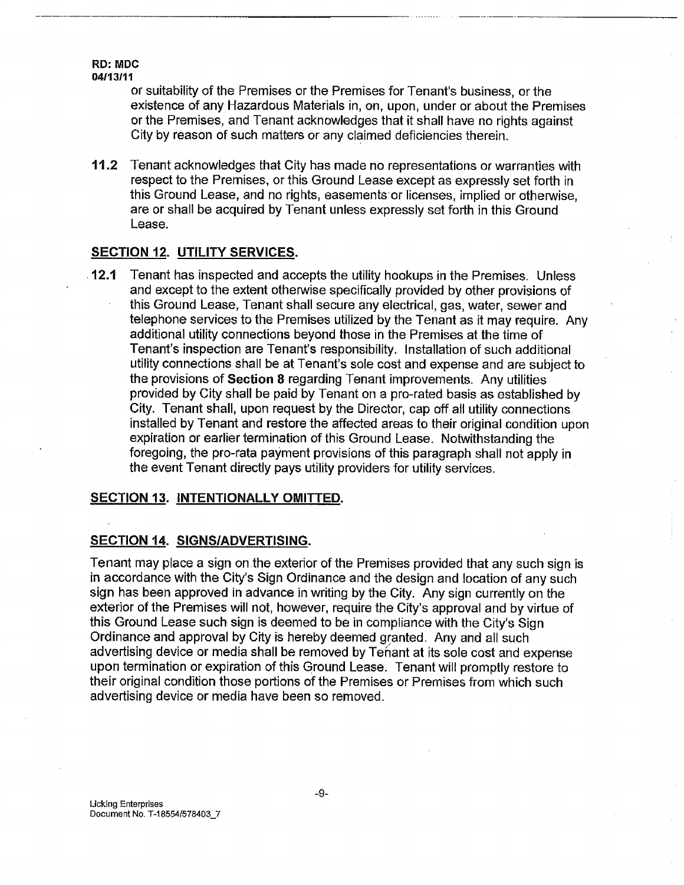or suitability of the Premises or the Premises for Tenant's business, or the existence of any Hazardous Materials in, on, upon, under or about the Premises or the Premises, and Tenant acknowledges that it shall have no rights against City by reason of such matters or any claimed deficiencies therein.

**11.2** Tenant acknowledges that City has made no representations or warranties with respect to the Premises, or this Ground Lease except as expressly set forth in this Ground Lease, and no rights, easements or licenses, implied or otherwise, are or shall be acquired by Tenant unless expressly set forth in this Ground Lease.

## SECTION 12. UTILITY SERVICES.

**12.1** Tenant has inspected and accepts the utility hookups in the Premises. Unless and except to the extent otherwise specifically provided by other provisions of this Ground Lease, Tenant shall secure any electrical, gas, water, sewer and telephone services to the Premises utilized by the Tenant as it may require. Any additional utility connections beyond those in the Premises at the time of Tenant's inspection are Tenant's responsibility. Installation of such additional utility connections shall be at Tenant's sole cost and expense and are subject to the provisions of **Section 8** regarding Tenant improvements. Any utilities provided by City shall be paid by Tenant on a pro-rated basis as established by City. Tenant shall, upon request by the Director, cap off all utility connections installed by Tenant and restore the affected areas to their original condition upon expiration or earlier termination of this Ground Lease. Notwithstanding the foregoing, the pro-rata payment provisions of this paragraph shall not apply in the event Tenant directly pays utility providers for utility services.

## SECTION 13. INTENTIONALLY OMITTED.

## SECTION 14. SIGNS/ADVERTISING.

Tenant may place a sign on the exterior of the Premises provided that any such sign is in accordance with the City's Sign Ordinance and the design and location of any such sign has been approved in advance in writing by the City. Any sign currently on the exterior of the Premises will not, however, require the City's approval and by virtue of this Ground Lease such sign is deemed to be in compliance with the City's Sign Ordinance and approval by City is hereby deemed granted. Any and all such advertising device or media shall be removed by Tenant at its sole cost and expense upon termination or expiration of this Ground Lease. Tenant will promptly restore to their original condition those portions of the Premises or Premises from which such advertising device or media have been so removed.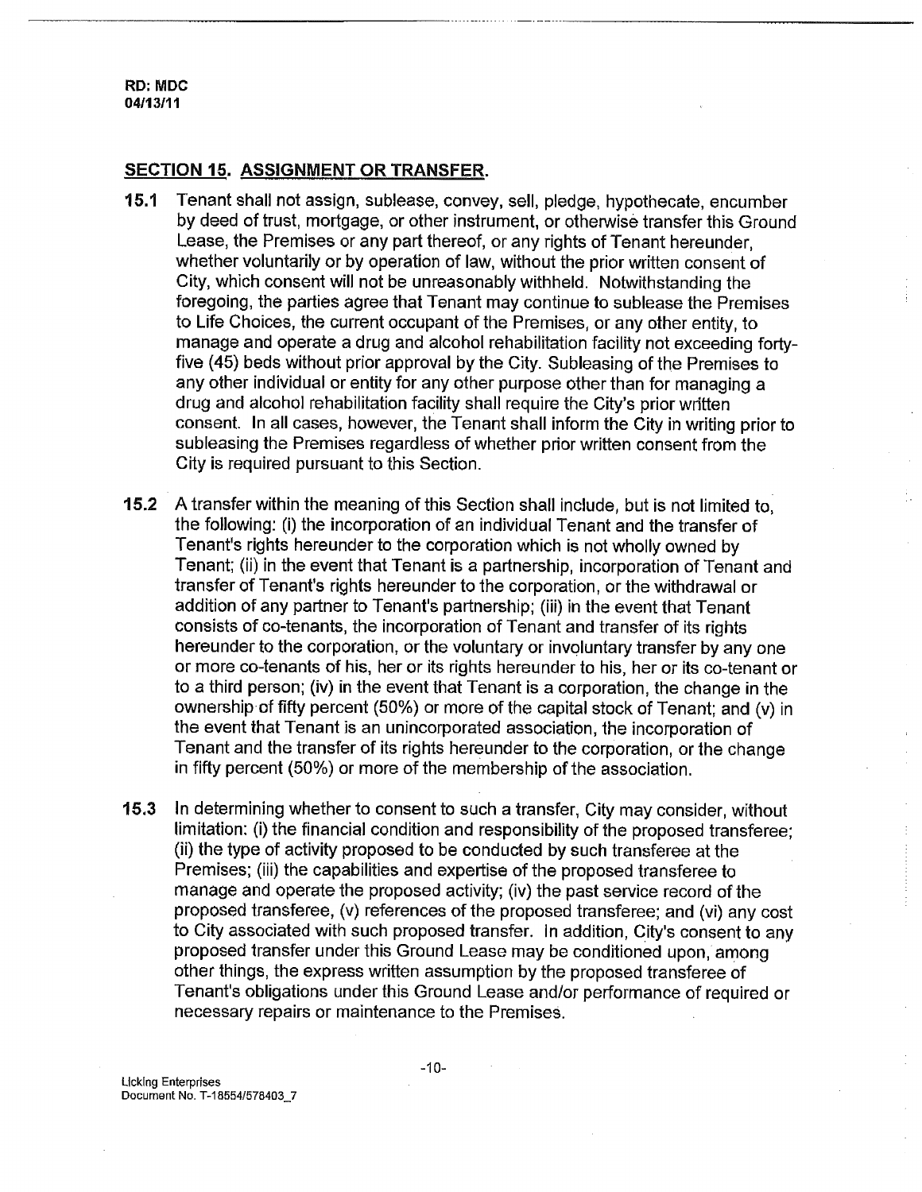## SECTION 15. ASSIGNMENT OR TRANSFER.

**15.1** Tenant shall not assign, sublease, convey, sell, pledge, hypothecate, encumber by deed of trust, mortgage, or other instrument, or otherwise transfer this Ground Lease, the Premises or any part thereof, or any rights of Tenant hereunder, whether voluntarily or by operation of law, without the prior written consent of City, which consent will not be unreasonably withheld. Notwithstanding the foregoing, the parties agree that Tenant may continue to sublease the Premises to Life Choices, the current occupant of the Premises, or any other entity, to manage and operate a drug and alcohol rehabilitation facility not exceeding forty-five (45) beds without prior approval by the City. Subleasing of the Premises to any other individual or entity for any other purpose other than for managing a drug and alcohol rehabilitation facility shall require the City's prior written consent. In all cases, however, the Tenant shall inform the City in writing prior to subleasing the Premises regardless of whether prior written consent from the City is required pursuant to this Section.

**15.2** A transfer within the meaning of this Section shall include, but is not limited to, the following: (i) the incorporation of an individual Tenant and the transfer of Tenant's rights hereunder to the corporation which is not wholly owned by Tenant; (ii) in the event that Tenant is a partnership, incorporation of Tenant and transfer of Tenant's rights hereunder to the corporation, or the withdrawal or addition of any partner to Tenant's partnership; (iii) in the event that Tenant consists of co-tenants, the incorporation of Tenant and transfer of its rights hereunder to the corporation, or the voluntary or involuntary transfer by any one or more co-tenants of his, her or its rights hereunder to his, her or its co-tenant or to a third person; (iv) in the event that Tenant is a corporation, the change in the ownership of fifty percent (50%) or more of the capital stock of Tenant; and (v) in the event that Tenant is an unincorporated association, the incorporation of Tenant and the transfer of its rights hereunder to the corporation, or the change in fifty percent (50%) or more of the membership of the association.

**15.3** In determining whether to consent to such a transfer, City may consider, without limitation: (i) the financial condition and responsibility of the proposed transferee; (ii) the type of activity proposed to be conducted by such transferee at the Premises; (iii) the capabilities and expertise of the proposed transferee to manage and operate the proposed activity; (iv) the past service record of the proposed transferee, (v) references of the proposed transferee; and (vi) any cost to City associated with such proposed transfer. In addition, City's consent to any proposed transfer under this Ground Lease may be conditioned upon, among other things, the express written assumption by the proposed transferee of Tenant's obligations under this Ground Lease and/or performance of required or necessary repairs or maintenance to the Premises.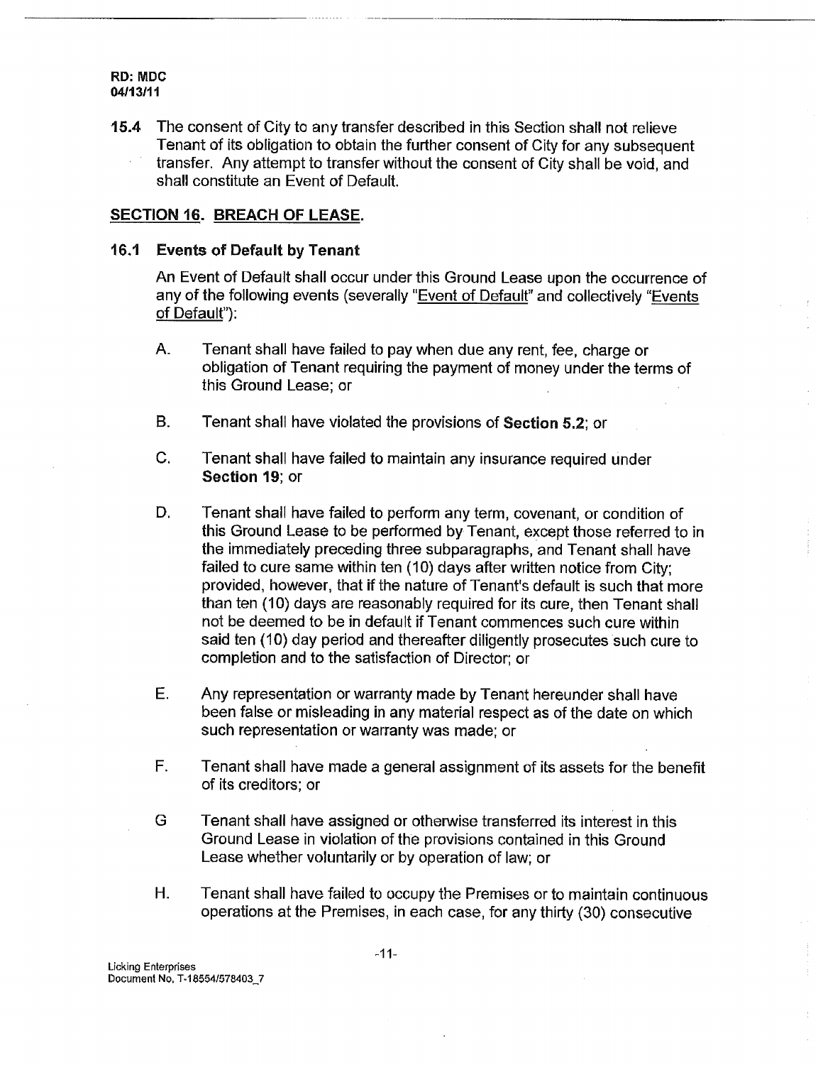**15.4** The consent of City to any transfer described in this Section shall not relieve Tenant of its obligation to obtain the further consent of City for any subsequent transfer. Any attempt to transfer without the consent of City shall be void, and shall constitute an Event of Default.

## SECTION 16. BREACH OF LEASE.

### 16.1 Events of Default by Tenant

An Event of Default shall occur under this Ground Lease upon the occurrence of any of the following events (severally "Event of Default" and collectively "Events of Default"):

A. Tenant shall have failed to pay when due any rent, fee, charge or obligation of Tenant requiring the payment of money under the terms of this Ground Lease; or

B. Tenant shall have violated the provisions of **Section 5.2**; or

C. Tenant shall have failed to maintain any insurance required under **Section 19**; or

D. Tenant shall have failed to perform any term, covenant, or condition of this Ground Lease to be performed by Tenant, except those referred to in the immediately preceding three subparagraphs, and Tenant shall have failed to cure same within ten (10) days after written notice from City; provided, however, that if the nature of Tenant's default is such that more than ten (10) days are reasonably required for its cure, then Tenant shall not be deemed to be in default if Tenant commences such cure within said ten (10) day period and thereafter diligently prosecutes such cure to completion and to the satisfaction of Director; or

E. Any representation or warranty made by Tenant hereunder shall have been false or misleading in any material respect as of the date on which such representation or warranty was made; or

F. Tenant shall have made a general assignment of its assets for the benefit of its creditors; or

G Tenant shall have assigned or otherwise transferred its interest in this Ground Lease in violation of the provisions contained in this Ground Lease whether voluntarily or by operation of law; or

H. Tenant shall have failed to occupy the Premises or to maintain continuous operations at the Premises, in each case, for any thirty (30) consecutive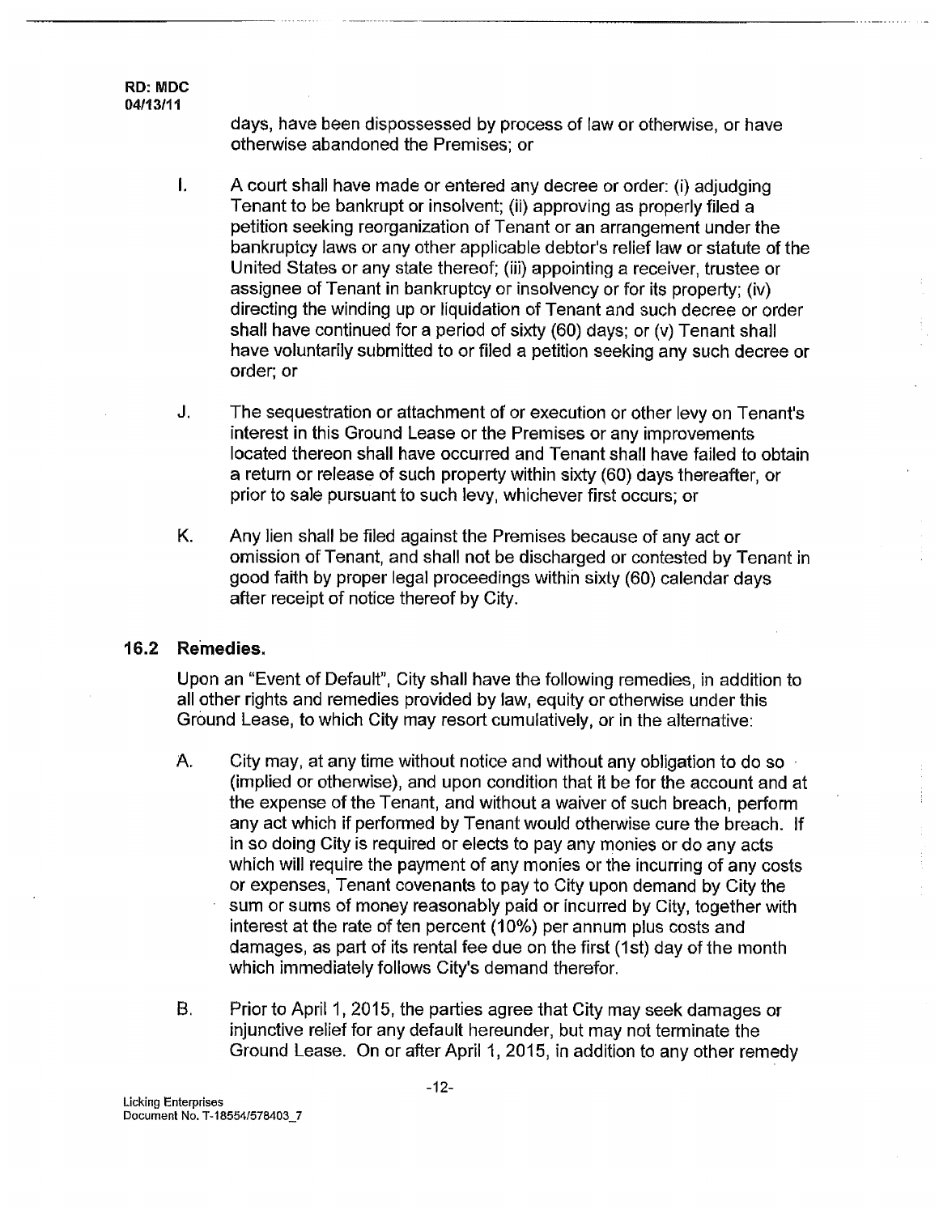days, have been dispossessed by process of law or otherwise, or have otherwise abandoned the Premises; or

I. A court shall have made or entered any decree or order: (i) adjudging Tenant to be bankrupt or insolvent; (ii) approving as properly filed a petition seeking reorganization of Tenant or an arrangement under the bankruptcy laws or any other applicable debtor's relief law or statute of the United States or any state thereof; (iii) appointing a receiver, trustee or assignee of Tenant in bankruptcy or insolvency or for its property; (iv) directing the winding up or liquidation of Tenant and such decree or order shall have continued for a period of sixty (60) days; or (v) Tenant shall have voluntarily submitted to or filed a petition seeking any such decree or order; or

J. The sequestration or attachment of or execution or other levy on Tenant's interest in this Ground Lease or the Premises or any improvements located thereon shall have occurred and Tenant shall have failed to obtain a return or release of such property within sixty (60) days thereafter, or prior to sale pursuant to such levy, whichever first occurs; or

K. Any lien shall be filed against the Premises because of any act or omission of Tenant, and shall not be discharged or contested by Tenant in good faith by proper legal proceedings within sixty (60) calendar days after receipt of notice thereof by City.

### 16.2 Remedies.

Upon an "Event of Default", City shall have the following remedies, in addition to all other rights and remedies provided by law, equity or otherwise under this Ground Lease, to which City may resort cumulatively, or in the alternative:

A. City may, at any time without notice and without any obligation to do so (implied or otherwise), and upon condition that it be for the account and at the expense of the Tenant, and without a waiver of such breach, perform any act which if performed by Tenant would otherwise cure the breach. If in so doing City is required or elects to pay any monies or do any acts which will require the payment of any monies or the incurring of any costs or expenses, Tenant covenants to pay to City upon demand by City the sum or sums of money reasonably paid or incurred by City, together with interest at the rate of ten percent (10%) per annum plus costs and damages, as part of its rental fee due on the first (1st) day of the month which immediately follows City's demand therefor.

B. Prior to April 1, 2015, the parties agree that City may seek damages or injunctive relief for any default hereunder, but may not terminate the Ground Lease. On or after April 1, 2015, in addition to any other remedy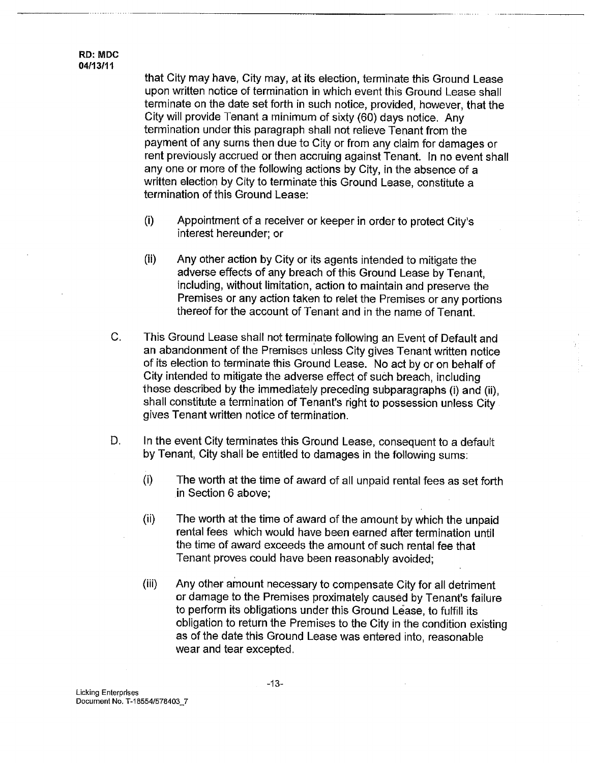that City may have, City may, at its election, terminate this Ground Lease upon written notice of termination in which event this Ground Lease shall terminate on the date set forth in such notice, provided, however, that the City will provide Tenant a minimum of sixty (60) days notice. Any termination under this paragraph shall not relieve Tenant from the payment of any sums then due to City or from any claim for damages or rent previously accrued or then accruing against Tenant. In no event shall any one or more of the following actions by City, in the absence of a written election by City to terminate this Ground Lease, constitute a termination of this Ground Lease:

(i) Appointment of a receiver or keeper in order to protect City's interest hereunder; or

(ii) Any other action by City or its agents intended to mitigate the adverse effects of any breach of this Ground Lease by Tenant, including, without limitation, action to maintain and preserve the Premises or any action taken to relet the Premises or any portions thereof for the account of Tenant and in the name of Tenant.

C. This Ground Lease shall not terminate following an Event of Default and an abandonment of the Premises unless City gives Tenant written notice of its election to terminate this Ground Lease. No act by or on behalf of City intended to mitigate the adverse effect of such breach, including those described by the immediately preceding subparagraphs (i) and (ii), shall constitute a termination of Tenant's right to possession unless City gives Tenant written notice of termination.

D. In the event City terminates this Ground Lease, consequent to a default by Tenant, City shall be entitled to damages in the following sums:

(i) The worth at the time of award of all unpaid rental fees as set forth in Section 6 above;

(ii) The worth at the time of award of the amount by which the unpaid rental fees which would have been earned after termination until the time of award exceeds the amount of such rental fee that Tenant proves could have been reasonably avoided;

(iii) Any other amount necessary to compensate City for all detriment or damage to the Premises proximately caused by Tenant's failure to perform its obligations under this Ground Lease, to fulfill its obligation to return the Premises to the City in the condition existing as of the date this Ground Lease was entered into, reasonable wear and tear excepted.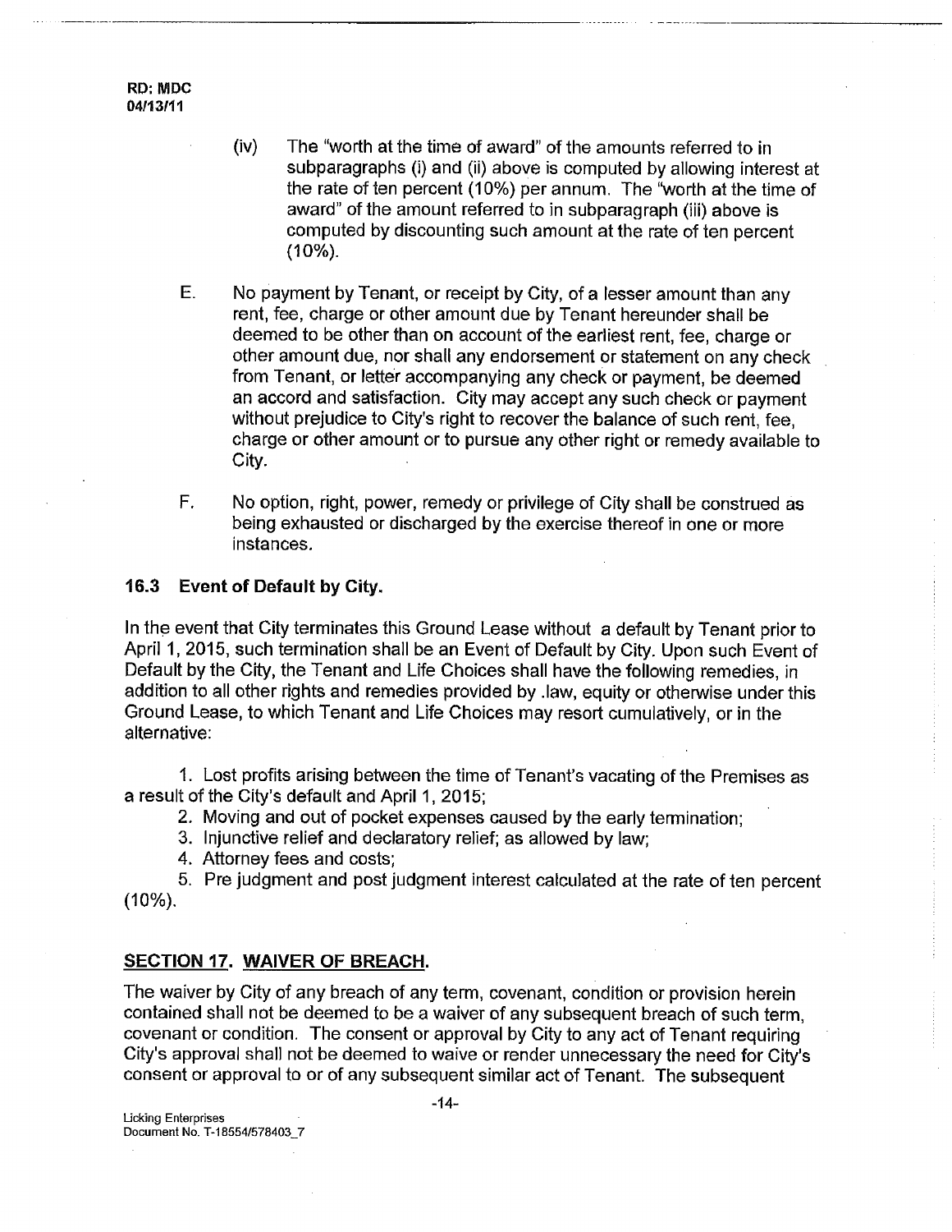(iv) The "worth at the time of award" of the amounts referred to in subparagraphs (i) and (ii) above is computed by allowing interest at the rate of ten percent (10%) per annum. The "worth at the time of award" of the amount referred to in subparagraph (iii) above is computed by discounting such amount at the rate of ten percent (10%).

E. No payment by Tenant, or receipt by City, of a lesser amount than any rent, fee, charge or other amount due by Tenant hereunder shall be deemed to be other than on account of the earliest rent, fee, charge or other amount due, nor shall any endorsement or statement on any check from Tenant, or letter accompanying any check or payment, be deemed an accord and satisfaction. City may accept any such check or payment without prejudice to City's right to recover the balance of such rent, fee, charge or other amount or to pursue any other right or remedy available to City.

F. No option, right, power, remedy or privilege of City shall be construed as being exhausted or discharged by the exercise thereof in one or more instances.

### 16.3 Event of Default by City.

In the event that City terminates this Ground Lease without a default by Tenant prior to April 1, 2015, such termination shall be an Event of Default by City. Upon such Event of Default by the City, the Tenant and Life Choices shall have the following remedies, in addition to all other rights and remedies provided by .law, equity or otherwise under this Ground Lease, to which Tenant and Life Choices may resort cumulatively, or in the alternative:

1. Lost profits arising between the time of Tenant's vacating of the Premises as a result of the City's default and April 1, 2015;
2. Moving and out of pocket expenses caused by the early termination;
3. Injunctive relief and declaratory relief; as allowed by law;
4. Attorney fees and costs;
5. Pre judgment and post judgment interest calculated at the rate of ten percent (10%).

## SECTION 17. WAIVER OF BREACH.

The waiver by City of any breach of any term, covenant, condition or provision herein contained shall not be deemed to be a waiver of any subsequent breach of such term, covenant or condition. The consent or approval by City to any act of Tenant requiring City's approval shall not be deemed to waive or render unnecessary the need for City's consent or approval to or of any subsequent similar act of Tenant. The subsequent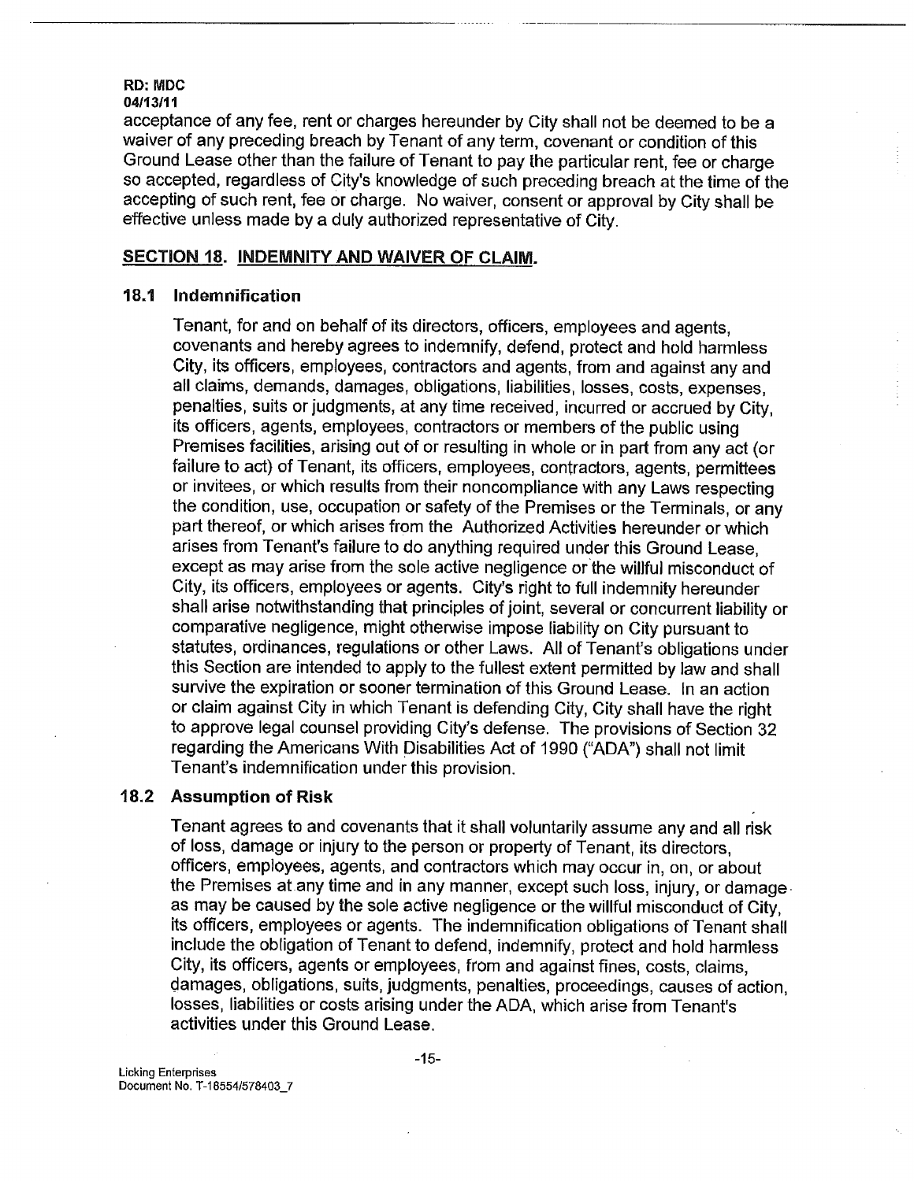acceptance of any fee, rent or charges hereunder by City shall not be deemed to be a waiver of any preceding breach by Tenant of any term, covenant or condition of this Ground Lease other than the failure of Tenant to pay the particular rent, fee or charge so accepted, regardless of City's knowledge of such preceding breach at the time of the accepting of such rent, fee or charge. No waiver, consent or approval by City shall be effective unless made by a duly authorized representative of City.

## SECTION 18. INDEMNITY AND WAIVER OF CLAIM.

### 18.1 Indemnification

Tenant, for and on behalf of its directors, officers, employees and agents, covenants and hereby agrees to indemnify, defend, protect and hold harmless City, its officers, employees, contractors and agents, from and against any and all claims, demands, damages, obligations, liabilities, losses, costs, expenses, penalties, suits or judgments, at any time received, incurred or accrued by City, its officers, agents, employees, contractors or members of the public using Premises facilities, arising out of or resulting in whole or in part from any act (or failure to act) of Tenant, its officers, employees, contractors, agents, permittees or invitees, or which results from their noncompliance with any Laws respecting the condition, use, occupation or safety of the Premises or the Terminals, or any part thereof, or which arises from the Authorized Activities hereunder or which arises from Tenant's failure to do anything required under this Ground Lease, except as may arise from the sole active negligence or the willful misconduct of City, its officers, employees or agents. City's right to full indemnity hereunder shall arise notwithstanding that principles of joint, several or concurrent liability or comparative negligence, might otherwise impose liability on City pursuant to statutes, ordinances, regulations or other Laws. All of Tenant's obligations under this Section are intended to apply to the fullest extent permitted by law and shall survive the expiration or sooner termination of this Ground Lease. In an action or claim against City in which Tenant is defending City, City shall have the right to approve legal counsel providing City's defense. The provisions of Section 32 regarding the Americans With Disabilities Act of 1990 ("ADA") shall not limit Tenant's indemnification under this provision.

### 18.2 Assumption of Risk

Tenant agrees to and covenants that it shall voluntarily assume any and all risk of loss, damage or injury to the person or property of Tenant, its directors, officers, employees, agents, and contractors which may occur in, on, or about the Premises at any time and in any manner, except such loss, injury, or damage as may be caused by the sole active negligence or the willful misconduct of City, its officers, employees or agents. The indemnification obligations of Tenant shall include the obligation of Tenant to defend, indemnify, protect and hold harmless City, its officers, agents or employees, from and against fines, costs, claims, damages, obligations, suits, judgments, penalties, proceedings, causes of action, losses, liabilities or costs arising under the ADA, which arise from Tenant's activities under this Ground Lease.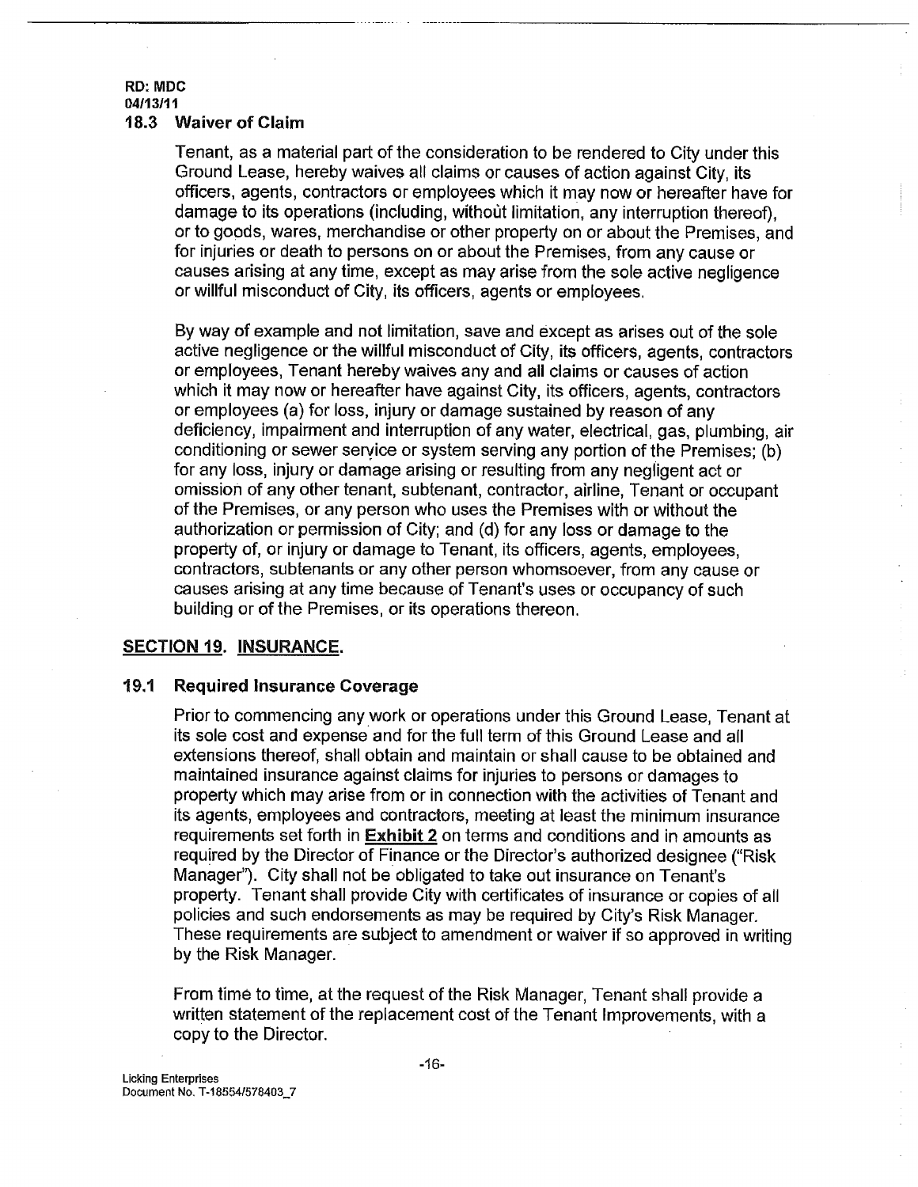### 18.3 Waiver of Claim

Tenant, as a material part of the consideration to be rendered to City under this Ground Lease, hereby waives all claims or causes of action against City, its officers, agents, contractors or employees which it may now or hereafter have for damage to its operations (including, without limitation, any interruption thereof), or to goods, wares, merchandise or other property on or about the Premises, and for injuries or death to persons on or about the Premises, from any cause or causes arising at any time, except as may arise from the sole active negligence or willful misconduct of City, its officers, agents or employees.

By way of example and not limitation, save and except as arises out of the sole active negligence or the willful misconduct of City, its officers, agents, contractors or employees, Tenant hereby waives any and all claims or causes of action which it may now or hereafter have against City, its officers, agents, contractors or employees (a) for loss, injury or damage sustained by reason of any deficiency, impairment and interruption of any water, electrical, gas, plumbing, air conditioning or sewer service or system serving any portion of the Premises; (b) for any loss, injury or damage arising or resulting from any negligent act or omission of any other tenant, subtenant, contractor, airline, Tenant or occupant of the Premises, or any person who uses the Premises with or without the authorization or permission of City; and (d) for any loss or damage to the property of, or injury or damage to Tenant, its officers, agents, employees, contractors, subtenants or any other person whomsoever, from any cause or causes arising at any time because of Tenant's uses or occupancy of such building or of the Premises, or its operations thereon.

## SECTION 19. INSURANCE.

### 19.1 Required Insurance Coverage

Prior to commencing any work or operations under this Ground Lease, Tenant at its sole cost and expense and for the full term of this Ground Lease and all extensions thereof, shall obtain and maintain or shall cause to be obtained and maintained insurance against claims for injuries to persons or damages to property which may arise from or in connection with the activities of Tenant and its agents, employees and contractors, meeting at least the minimum insurance requirements set forth in **Exhibit 2** on terms and conditions and in amounts as required by the Director of Finance or the Director's authorized designee ("Risk Manager"). City shall not be obligated to take out insurance on Tenant's property. Tenant shall provide City with certificates of insurance or copies of all policies and such endorsements as may be required by City's Risk Manager. These requirements are subject to amendment or waiver if so approved in writing by the Risk Manager.

From time to time, at the request of the Risk Manager, Tenant shall provide a written statement of the replacement cost of the Tenant Improvements, with a copy to the Director.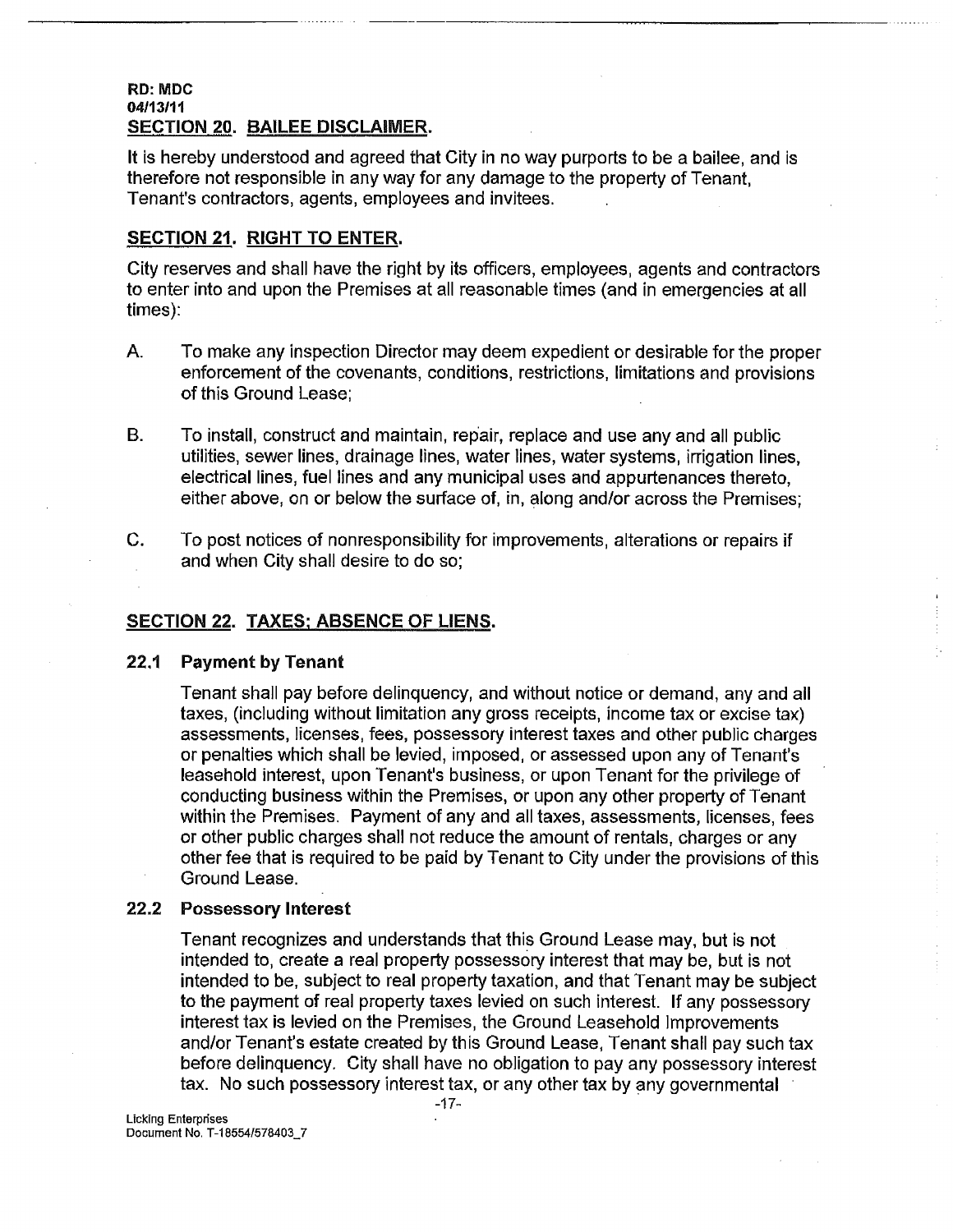RD: MDC
04/13/11

## SECTION 20. BAILEE DISCLAIMER.

It is hereby understood and agreed that City in no way purports to be a bailee, and is therefore not responsible in any way for any damage to the property of Tenant, Tenant's contractors, agents, employees and invitees.

## SECTION 21. RIGHT TO ENTER.

City reserves and shall have the right by its officers, employees, agents and contractors to enter into and upon the Premises at all reasonable times (and in emergencies at all times):

A. To make any inspection Director may deem expedient or desirable for the proper enforcement of the covenants, conditions, restrictions, limitations and provisions of this Ground Lease;

B. To install, construct and maintain, repair, replace and use any and all public utilities, sewer lines, drainage lines, water lines, water systems, irrigation lines, electrical lines, fuel lines and any municipal uses and appurtenances thereto, either above, on or below the surface of, in, along and/or across the Premises;

C. To post notices of nonresponsibility for improvements, alterations or repairs if and when City shall desire to do so;

## SECTION 22. TAXES; ABSENCE OF LIENS.

### 22.1 Payment by Tenant

Tenant shall pay before delinquency, and without notice or demand, any and all taxes, (including without limitation any gross receipts, income tax or excise tax) assessments, licenses, fees, possessory interest taxes and other public charges or penalties which shall be levied, imposed, or assessed upon any of Tenant's leasehold interest, upon Tenant's business, or upon Tenant for the privilege of conducting business within the Premises, or upon any other property of Tenant within the Premises. Payment of any and all taxes, assessments, licenses, fees or other public charges shall not reduce the amount of rentals, charges or any other fee that is required to be paid by Tenant to City under the provisions of this Ground Lease.

### 22.2 Possessory Interest

Tenant recognizes and understands that this Ground Lease may, but is not intended to, create a real property possessory interest that may be, but is not intended to be, subject to real property taxation, and that Tenant may be subject to the payment of real property taxes levied on such interest. If any possessory interest tax is levied on the Premises, the Ground Leasehold Improvements and/or Tenant's estate created by this Ground Lease, Tenant shall pay such tax before delinquency. City shall have no obligation to pay any possessory interest tax. No such possessory interest tax, or any other tax by any governmental

Licking Enterprises
Document No. T-18554/578403_7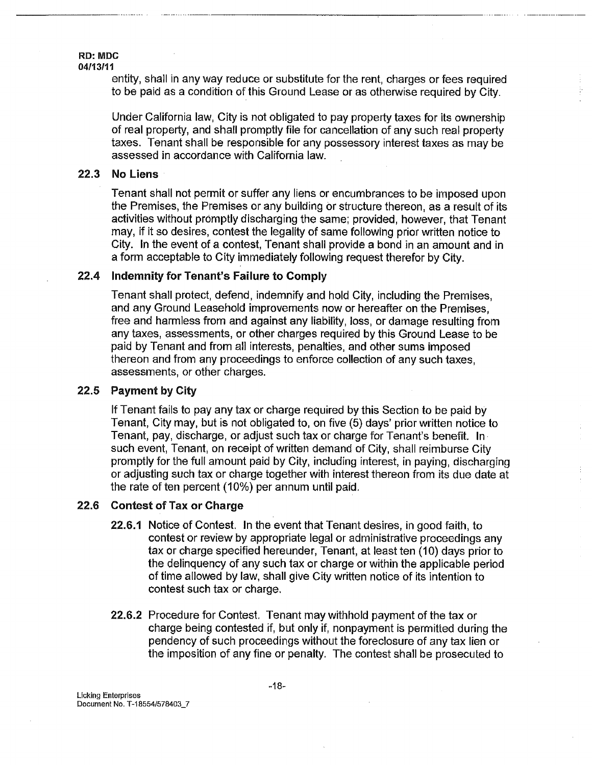entity, shall in any way reduce or substitute for the rent, charges or fees required to be paid as a condition of this Ground Lease or as otherwise required by City.

Under California law, City is not obligated to pay property taxes for its ownership of real property, and shall promptly file for cancellation of any such real property taxes. Tenant shall be responsible for any possessory interest taxes as may be assessed in accordance with California law.

### 22.3 No Liens

Tenant shall not permit or suffer any liens or encumbrances to be imposed upon the Premises, the Premises or any building or structure thereon, as a result of its activities without promptly discharging the same; provided, however, that Tenant may, if it so desires, contest the legality of same following prior written notice to City. In the event of a contest, Tenant shall provide a bond in an amount and in a form acceptable to City immediately following request therefor by City.

### 22.4 Indemnity for Tenant's Failure to Comply

Tenant shall protect, defend, indemnify and hold City, including the Premises, and any Ground Leasehold improvements now or hereafter on the Premises, free and harmless from and against any liability, loss, or damage resulting from any taxes, assessments, or other charges required by this Ground Lease to be paid by Tenant and from all interests, penalties, and other sums imposed thereon and from any proceedings to enforce collection of any such taxes, assessments, or other charges.

### 22.5 Payment by City

If Tenant fails to pay any tax or charge required by this Section to be paid by Tenant, City may, but is not obligated to, on five (5) days' prior written notice to Tenant, pay, discharge, or adjust such tax or charge for Tenant's benefit. In such event, Tenant, on receipt of written demand of City, shall reimburse City promptly for the full amount paid by City, including interest, in paying, discharging or adjusting such tax or charge together with interest thereon from its due date at the rate of ten percent (10%) per annum until paid.

### 22.6 Contest of Tax or Charge

**22.6.1** Notice of Contest. In the event that Tenant desires, in good faith, to contest or review by appropriate legal or administrative proceedings any tax or charge specified hereunder, Tenant, at least ten (10) days prior to the delinquency of any such tax or charge or within the applicable period of time allowed by law, shall give City written notice of its intention to contest such tax or charge.

**22.6.2** Procedure for Contest. Tenant may withhold payment of the tax or charge being contested if, but only if, nonpayment is permitted during the pendency of such proceedings without the foreclosure of any tax lien or the imposition of any fine or penalty. The contest shall be prosecuted to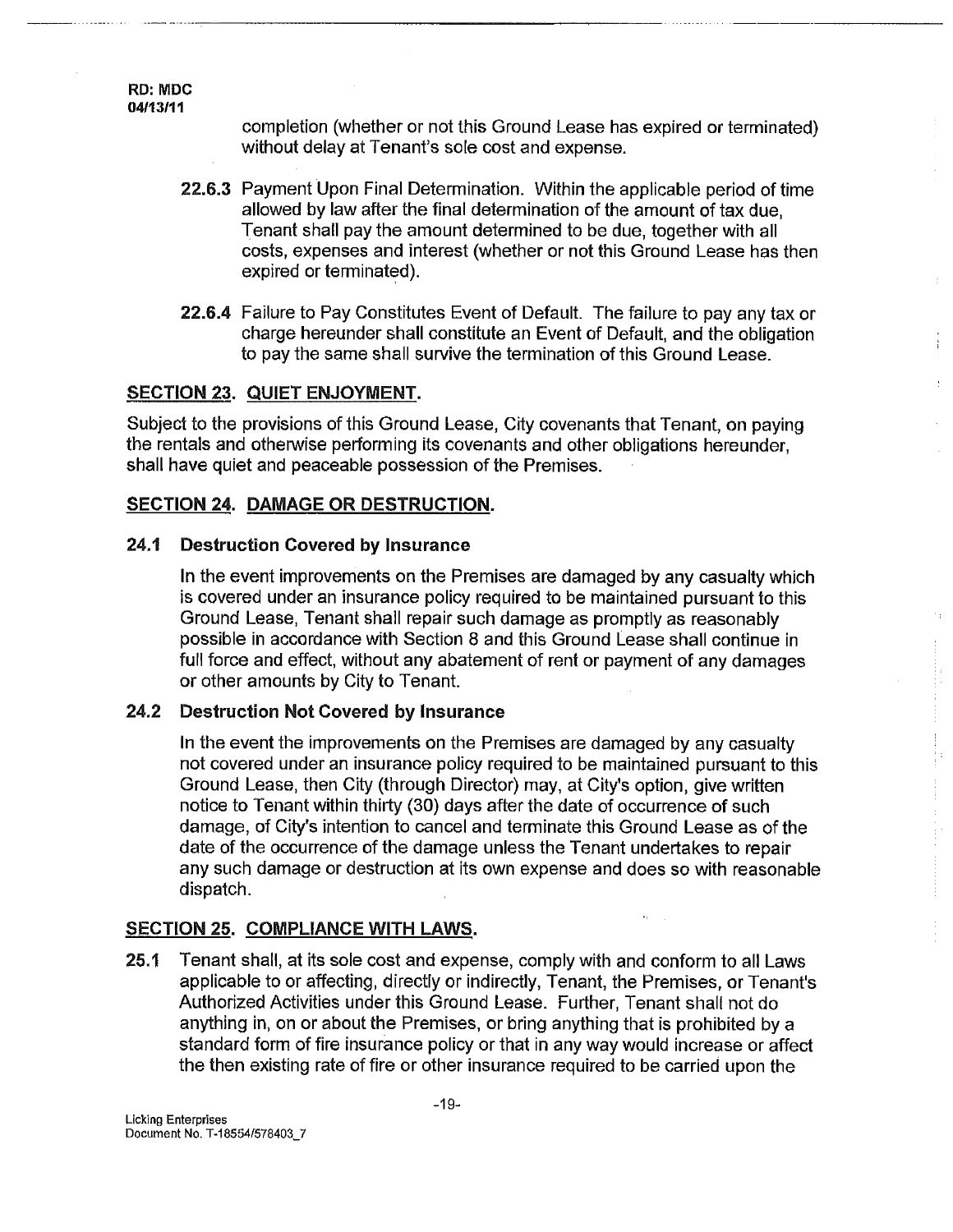completion (whether or not this Ground Lease has expired or terminated) without delay at Tenant's sole cost and expense.

**22.6.3** Payment Upon Final Determination. Within the applicable period of time allowed by law after the final determination of the amount of tax due, Tenant shall pay the amount determined to be due, together with all costs, expenses and interest (whether or not this Ground Lease has then expired or terminated).

**22.6.4** Failure to Pay Constitutes Event of Default. The failure to pay any tax or charge hereunder shall constitute an Event of Default, and the obligation to pay the same shall survive the termination of this Ground Lease.

## SECTION 23. QUIET ENJOYMENT.

Subject to the provisions of this Ground Lease, City covenants that Tenant, on paying the rentals and otherwise performing its covenants and other obligations hereunder, shall have quiet and peaceable possession of the Premises.

## SECTION 24. DAMAGE OR DESTRUCTION.

### 24.1 Destruction Covered by Insurance

In the event improvements on the Premises are damaged by any casualty which is covered under an insurance policy required to be maintained pursuant to this Ground Lease, Tenant shall repair such damage as promptly as reasonably possible in accordance with Section 8 and this Ground Lease shall continue in full force and effect, without any abatement of rent or payment of any damages or other amounts by City to Tenant.

### 24.2 Destruction Not Covered by Insurance

In the event the improvements on the Premises are damaged by any casualty not covered under an insurance policy required to be maintained pursuant to this Ground Lease, then City (through Director) may, at City's option, give written notice to Tenant within thirty (30) days after the date of occurrence of such damage, of City's intention to cancel and terminate this Ground Lease as of the date of the occurrence of the damage unless the Tenant undertakes to repair any such damage or destruction at its own expense and does so with reasonable dispatch.

## SECTION 25. COMPLIANCE WITH LAWS.

**25.1** Tenant shall, at its sole cost and expense, comply with and conform to all Laws applicable to or affecting, directly or indirectly, Tenant, the Premises, or Tenant's Authorized Activities under this Ground Lease. Further, Tenant shall not do anything in, on or about the Premises, or bring anything that is prohibited by a standard form of fire insurance policy or that in any way would increase or affect the then existing rate of fire or other insurance required to be carried upon the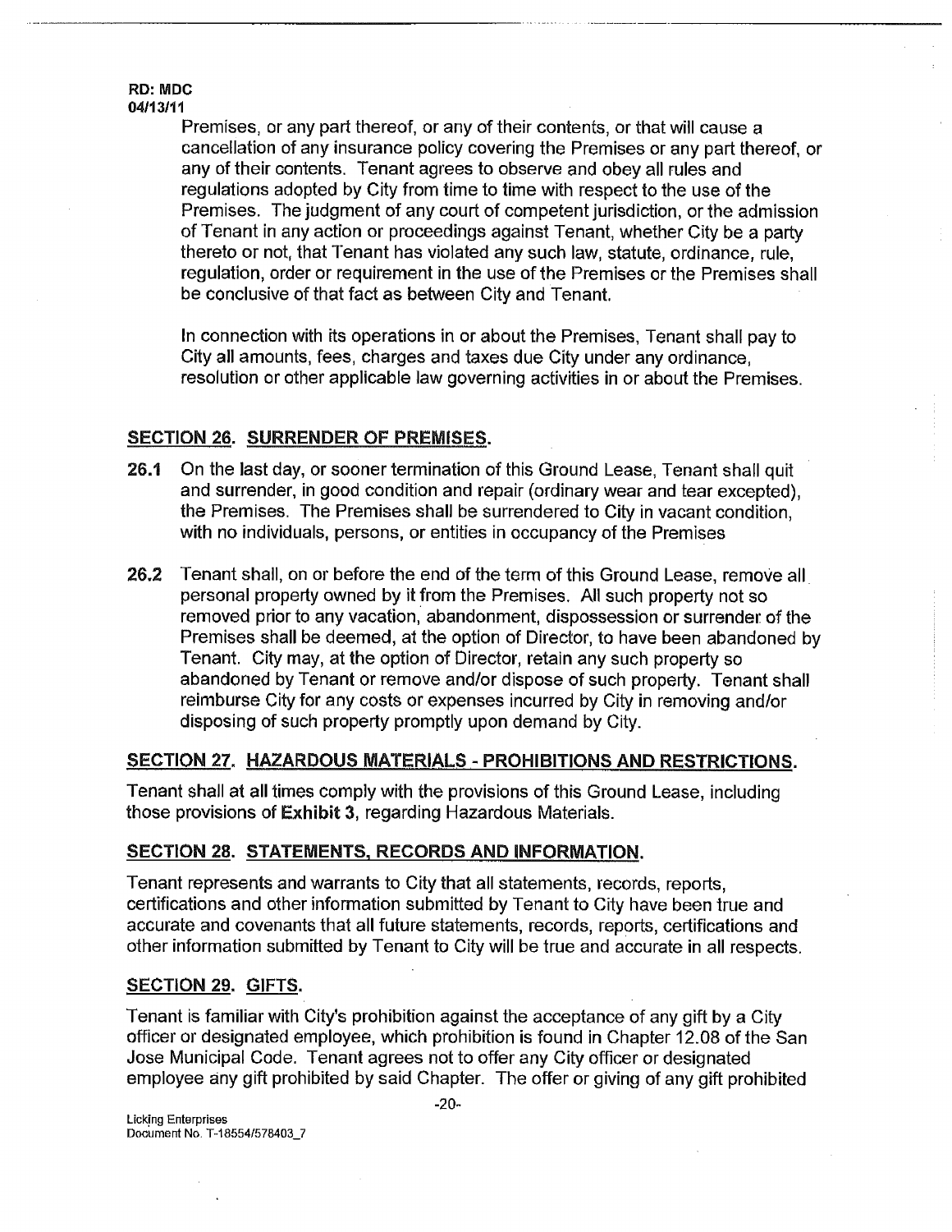Premises, or any part thereof, or any of their contents, or that will cause a cancellation of any insurance policy covering the Premises or any part thereof, or any of their contents. Tenant agrees to observe and obey all rules and regulations adopted by City from time to time with respect to the use of the Premises. The judgment of any court of competent jurisdiction, or the admission of Tenant in any action or proceedings against Tenant, whether City be a party thereto or not, that Tenant has violated any such law, statute, ordinance, rule, regulation, order or requirement in the use of the Premises or the Premises shall be conclusive of that fact as between City and Tenant.

In connection with its operations in or about the Premises, Tenant shall pay to City all amounts, fees, charges and taxes due City under any ordinance, resolution or other applicable law governing activities in or about the Premises.

## SECTION 26. SURRENDER OF PREMISES.

**26.1** On the last day, or sooner termination of this Ground Lease, Tenant shall quit and surrender, in good condition and repair (ordinary wear and tear excepted), the Premises. The Premises shall be surrendered to City in vacant condition, with no individuals, persons, or entities in occupancy of the Premises

**26.2** Tenant shall, on or before the end of the term of this Ground Lease, remove all personal property owned by it from the Premises. All such property not so removed prior to any vacation, abandonment, dispossession or surrender of the Premises shall be deemed, at the option of Director, to have been abandoned by Tenant. City may, at the option of Director, retain any such property so abandoned by Tenant or remove and/or dispose of such property. Tenant shall reimburse City for any costs or expenses incurred by City in removing and/or disposing of such property promptly upon demand by City.

## SECTION 27. HAZARDOUS MATERIALS - PROHIBITIONS AND RESTRICTIONS.

Tenant shall at all times comply with the provisions of this Ground Lease, including those provisions of **Exhibit 3**, regarding Hazardous Materials.

## SECTION 28. STATEMENTS, RECORDS AND INFORMATION.

Tenant represents and warrants to City that all statements, records, reports, certifications and other information submitted by Tenant to City have been true and accurate and covenants that all future statements, records, reports, certifications and other information submitted by Tenant to City will be true and accurate in all respects.

## SECTION 29. GIFTS.

Tenant is familiar with City's prohibition against the acceptance of any gift by a City officer or designated employee, which prohibition is found in Chapter 12.08 of the San Jose Municipal Code. Tenant agrees not to offer any City officer or designated employee any gift prohibited by said Chapter. The offer or giving of any gift prohibited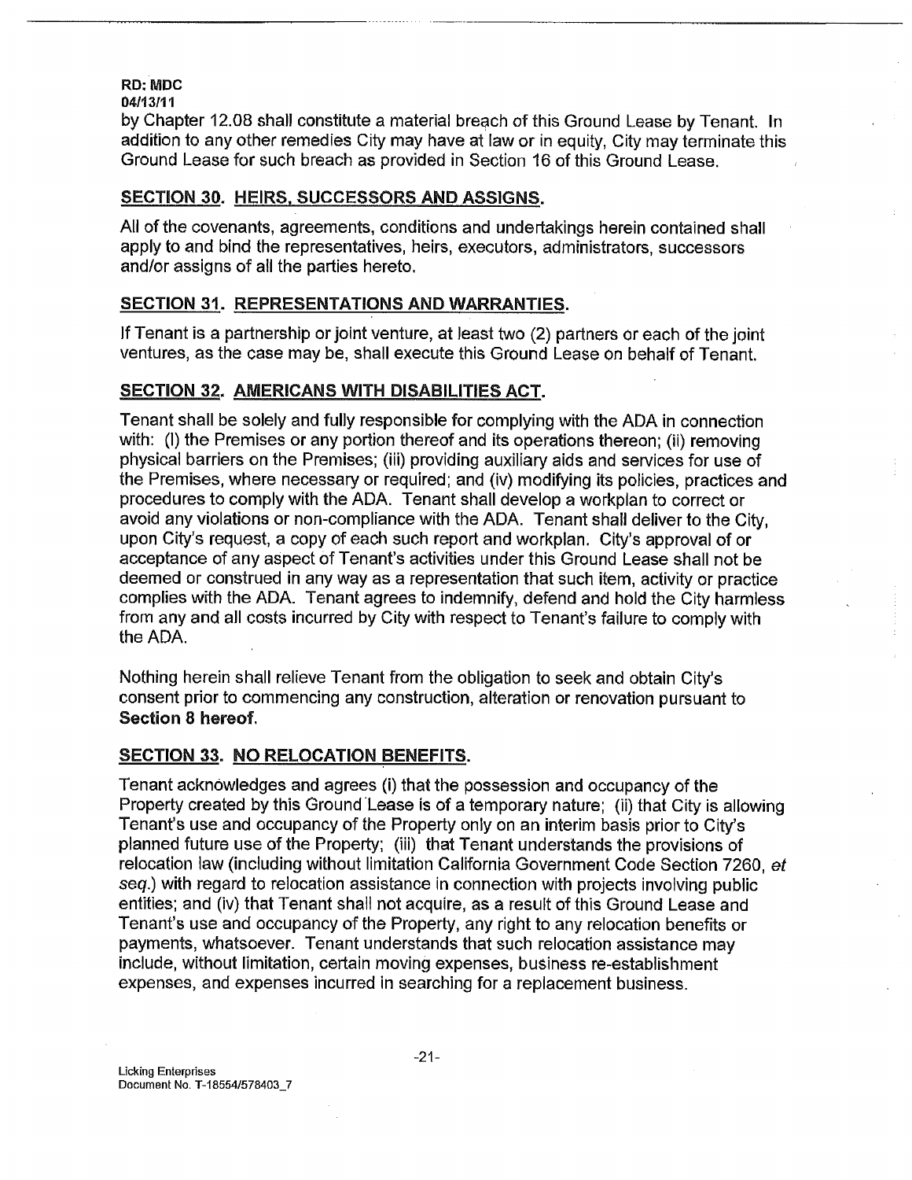by Chapter 12.08 shall constitute a material breach of this Ground Lease by Tenant. In addition to any other remedies City may have at law or in equity, City may terminate this Ground Lease for such breach as provided in Section 16 of this Ground Lease.

## SECTION 30. HEIRS, SUCCESSORS AND ASSIGNS.

All of the covenants, agreements, conditions and undertakings herein contained shall apply to and bind the representatives, heirs, executors, administrators, successors and/or assigns of all the parties hereto.

## SECTION 31. REPRESENTATIONS AND WARRANTIES.

If Tenant is a partnership or joint venture, at least two (2) partners or each of the joint ventures, as the case may be, shall execute this Ground Lease on behalf of Tenant.

## SECTION 32. AMERICANS WITH DISABILITIES ACT.

Tenant shall be solely and fully responsible for complying with the ADA in connection with: (I) the Premises or any portion thereof and its operations thereon; (ii) removing physical barriers on the Premises; (iii) providing auxiliary aids and services for use of the Premises, where necessary or required; and (iv) modifying its policies, practices and procedures to comply with the ADA. Tenant shall develop a workplan to correct or avoid any violations or non-compliance with the ADA. Tenant shall deliver to the City, upon City's request, a copy of each such report and workplan. City's approval of or acceptance of any aspect of Tenant's activities under this Ground Lease shall not be deemed or construed in any way as a representation that such item, activity or practice complies with the ADA. Tenant agrees to indemnify, defend and hold the City harmless from any and all costs incurred by City with respect to Tenant's failure to comply with the ADA.

Nothing herein shall relieve Tenant from the obligation to seek and obtain City's consent prior to commencing any construction, alteration or renovation pursuant to **Section 8 hereof.**

## SECTION 33. NO RELOCATION BENEFITS.

Tenant acknowledges and agrees (i) that the possession and occupancy of the Property created by this Ground Lease is of a temporary nature; (ii) that City is allowing Tenant's use and occupancy of the Property only on an interim basis prior to City's planned future use of the Property; (iii) that Tenant understands the provisions of relocation law (including without limitation California Government Code Section 7260, *et seq.*) with regard to relocation assistance in connection with projects involving public entities; and (iv) that Tenant shall not acquire, as a result of this Ground Lease and Tenant's use and occupancy of the Property, any right to any relocation benefits or payments, whatsoever. Tenant understands that such relocation assistance may include, without limitation, certain moving expenses, business re-establishment expenses, and expenses incurred in searching for a replacement business.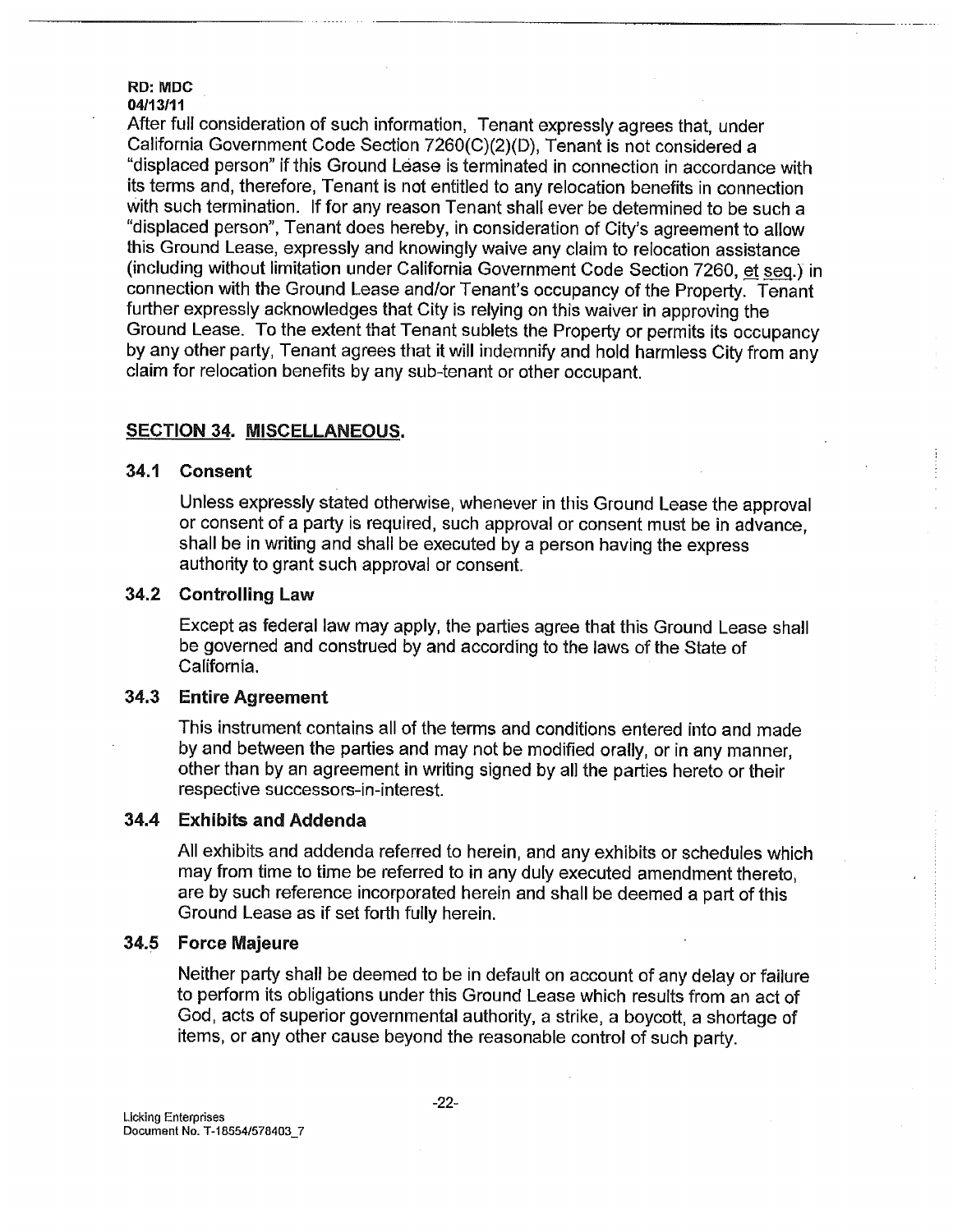RD: MDC
04/13/11

After full consideration of such information, Tenant expressly agrees that, under California Government Code Section 7260(C)(2)(D), Tenant is not considered a "displaced person" if this Ground Lease is terminated in connection in accordance with its terms and, therefore, Tenant is not entitled to any relocation benefits in connection with such termination. If for any reason Tenant shall ever be determined to be such a "displaced person", Tenant does hereby, in consideration of City's agreement to allow this Ground Lease, expressly and knowingly waive any claim to relocation assistance (including without limitation under California Government Code Section 7260, et seq.) in connection with the Ground Lease and/or Tenant's occupancy of the Property. Tenant further expressly acknowledges that City is relying on this waiver in approving the Ground Lease. To the extent that Tenant sublets the Property or permits its occupancy by any other party, Tenant agrees that it will indemnify and hold harmless City from any claim for relocation benefits by any sub-tenant or other occupant.

## SECTION 34. MISCELLANEOUS.

### 34.1 Consent

Unless expressly stated otherwise, whenever in this Ground Lease the approval or consent of a party is required, such approval or consent must be in advance, shall be in writing and shall be executed by a person having the express authority to grant such approval or consent.

### 34.2 Controlling Law

Except as federal law may apply, the parties agree that this Ground Lease shall be governed and construed by and according to the laws of the State of California.

### 34.3 Entire Agreement

This instrument contains all of the terms and conditions entered into and made by and between the parties and may not be modified orally, or in any manner, other than by an agreement in writing signed by all the parties hereto or their respective successors-in-interest.

### 34.4 Exhibits and Addenda

All exhibits and addenda referred to herein, and any exhibits or schedules which may from time to time be referred to in any duly executed amendment thereto, are by such reference incorporated herein and shall be deemed a part of this Ground Lease as if set forth fully herein.

### 34.5 Force Majeure

Neither party shall be deemed to be in default on account of any delay or failure to perform its obligations under this Ground Lease which results from an act of God, acts of superior governmental authority, a strike, a boycott, a shortage of items, or any other cause beyond the reasonable control of such party.

Licking Enterprises
Document No. T-18554/578403_7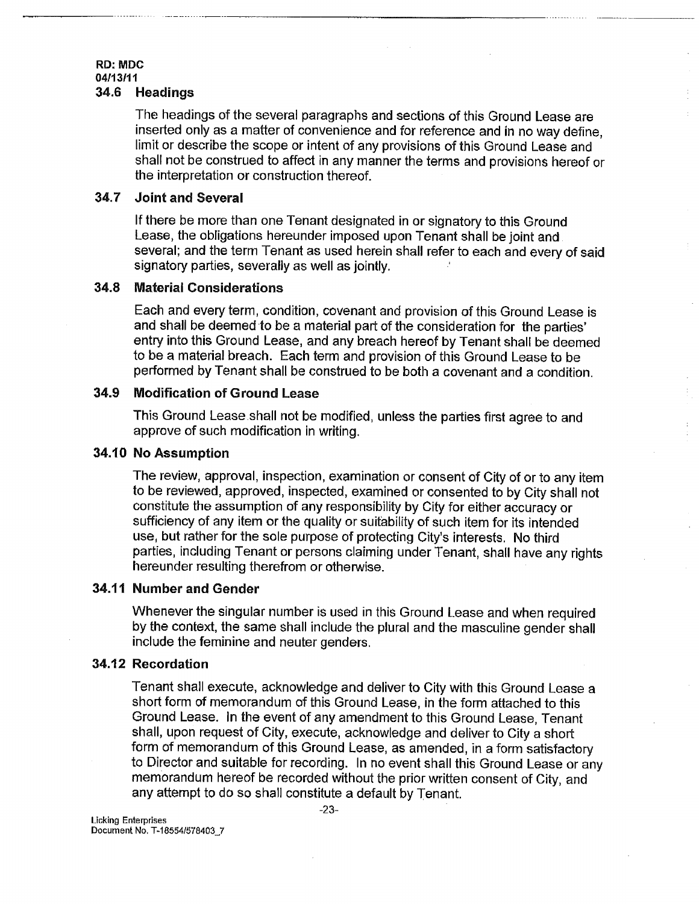### 34.6 Headings

The headings of the several paragraphs and sections of this Ground Lease are inserted only as a matter of convenience and for reference and in no way define, limit or describe the scope or intent of any provisions of this Ground Lease and shall not be construed to affect in any manner the terms and provisions hereof or the interpretation or construction thereof.

### 34.7 Joint and Several

If there be more than one Tenant designated in or signatory to this Ground Lease, the obligations hereunder imposed upon Tenant shall be joint and several; and the term Tenant as used herein shall refer to each and every of said signatory parties, severally as well as jointly.

### 34.8 Material Considerations

Each and every term, condition, covenant and provision of this Ground Lease is and shall be deemed to be a material part of the consideration for the parties' entry into this Ground Lease, and any breach hereof by Tenant shall be deemed to be a material breach. Each term and provision of this Ground Lease to be performed by Tenant shall be construed to be both a covenant and a condition.

### 34.9 Modification of Ground Lease

This Ground Lease shall not be modified, unless the parties first agree to and approve of such modification in writing.

### 34.10 No Assumption

The review, approval, inspection, examination or consent of City of or to any item to be reviewed, approved, inspected, examined or consented to by City shall not constitute the assumption of any responsibility by City for either accuracy or sufficiency of any item or the quality or suitability of such item for its intended use, but rather for the sole purpose of protecting City's interests. No third parties, including Tenant or persons claiming under Tenant, shall have any rights hereunder resulting therefrom or otherwise.

### 34.11 Number and Gender

Whenever the singular number is used in this Ground Lease and when required by the context, the same shall include the plural and the masculine gender shall include the feminine and neuter genders.

### 34.12 Recordation

Tenant shall execute, acknowledge and deliver to City with this Ground Lease a short form of memorandum of this Ground Lease, in the form attached to this Ground Lease. In the event of any amendment to this Ground Lease, Tenant shall, upon request of City, execute, acknowledge and deliver to City a short form of memorandum of this Ground Lease, as amended, in a form satisfactory to Director and suitable for recording. In no event shall this Ground Lease or any memorandum hereof be recorded without the prior written consent of City, and any attempt to do so shall constitute a default by Tenant.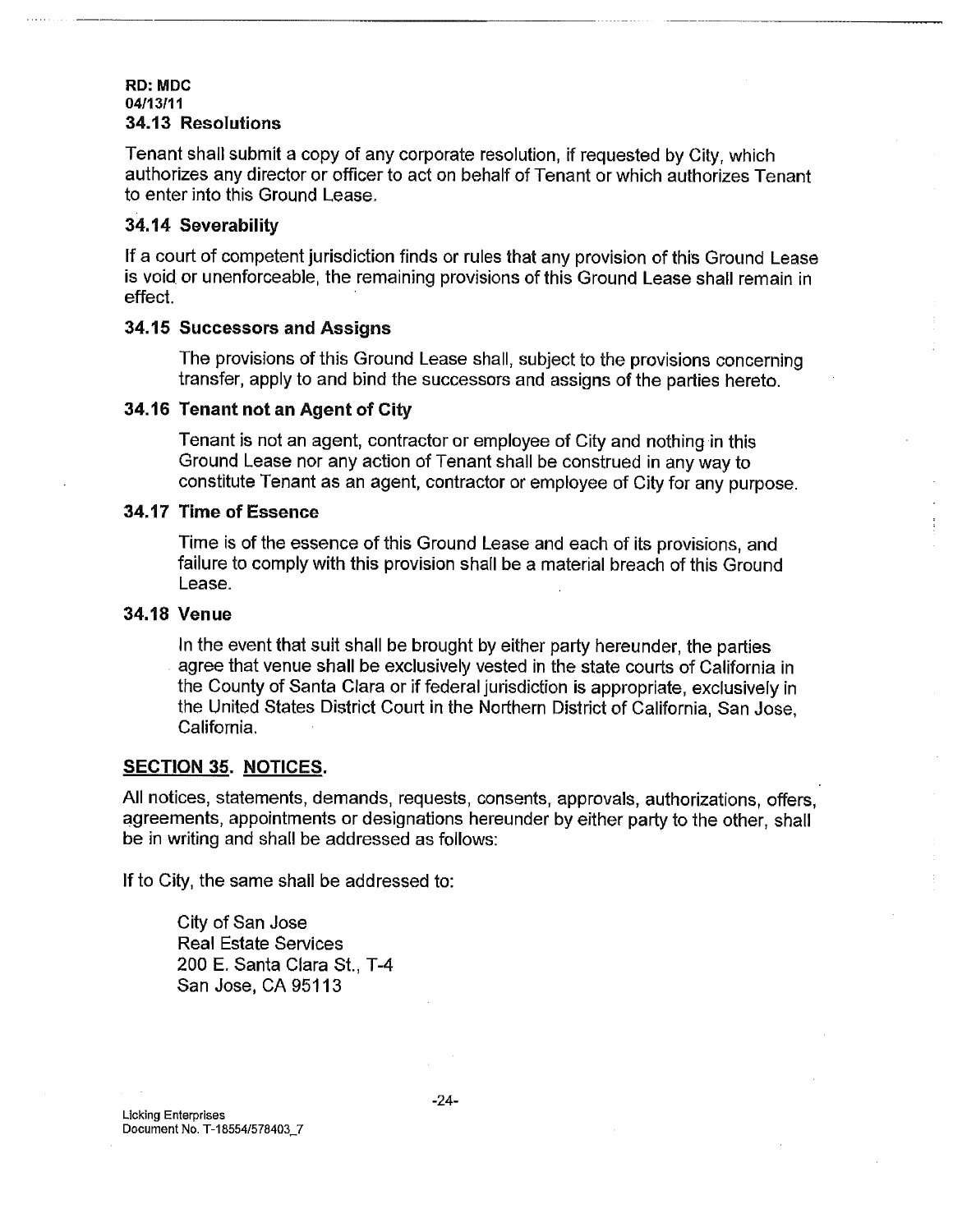### 34.13 Resolutions

Tenant shall submit a copy of any corporate resolution, if requested by City, which authorizes any director or officer to act on behalf of Tenant or which authorizes Tenant to enter into this Ground Lease.

### 34.14 Severability

If a court of competent jurisdiction finds or rules that any provision of this Ground Lease is void or unenforceable, the remaining provisions of this Ground Lease shall remain in effect.

### 34.15 Successors and Assigns

The provisions of this Ground Lease shall, subject to the provisions concerning transfer, apply to and bind the successors and assigns of the parties hereto.

### 34.16 Tenant not an Agent of City

Tenant is not an agent, contractor or employee of City and nothing in this Ground Lease nor any action of Tenant shall be construed in any way to constitute Tenant as an agent, contractor or employee of City for any purpose.

### 34.17 Time of Essence

Time is of the essence of this Ground Lease and each of its provisions, and failure to comply with this provision shall be a material breach of this Ground Lease.

### 34.18 Venue

In the event that suit shall be brought by either party hereunder, the parties agree that venue shall be exclusively vested in the state courts of California in the County of Santa Clara or if federal jurisdiction is appropriate, exclusively in the United States District Court in the Northern District of California, San Jose, California.

## SECTION 35. NOTICES.

All notices, statements, demands, requests, consents, approvals, authorizations, offers, agreements, appointments or designations hereunder by either party to the other, shall be in writing and shall be addressed as follows:

If to City, the same shall be addressed to:

City of San Jose
Real Estate Services
200 E. Santa Clara St., T-4
San Jose, CA 95113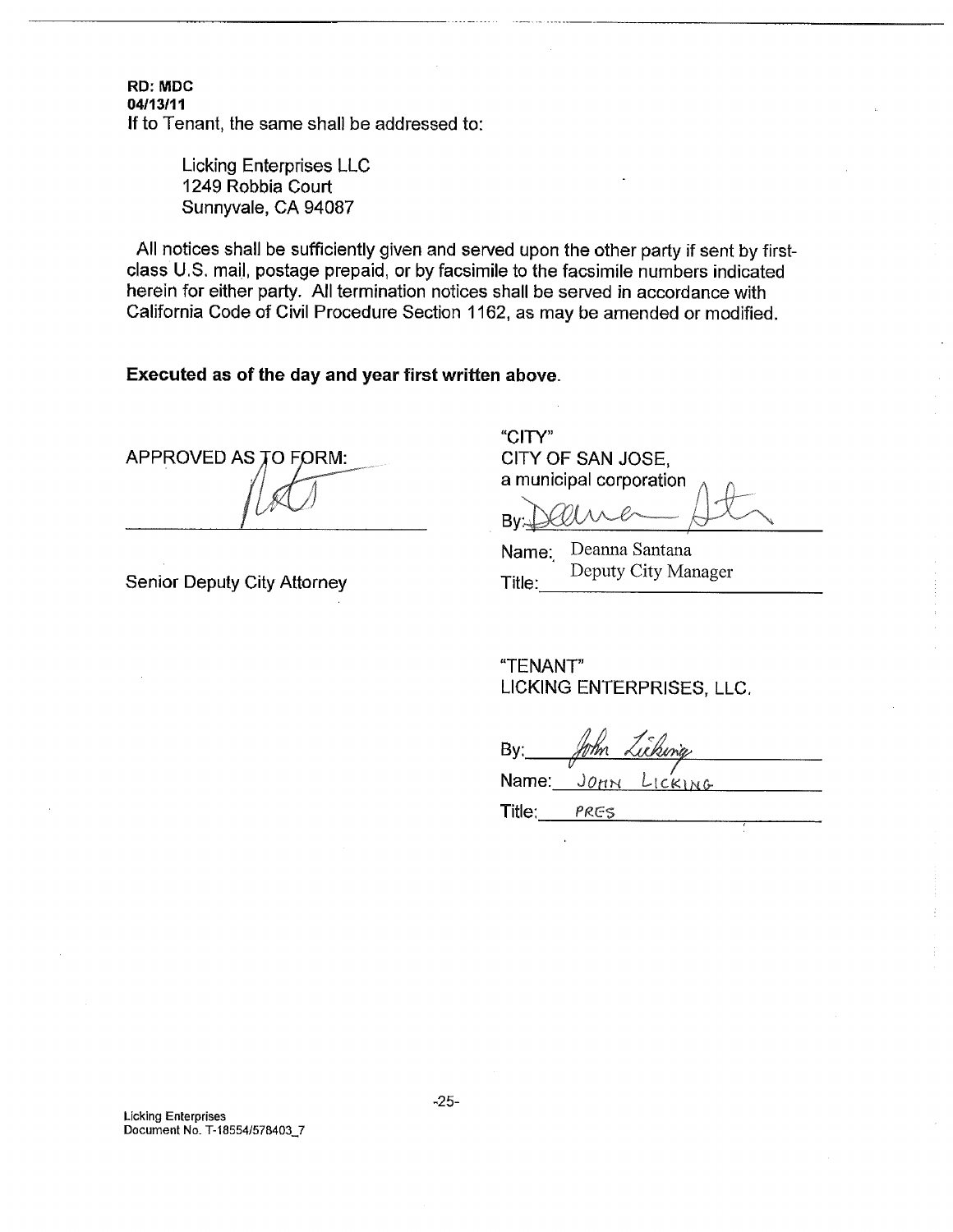**RD: MDC**
**04/13/11**

If to Tenant, the same shall be addressed to:

> Licking Enterprises LLC
> 1249 Robbia Court
> Sunnyvale, CA 94087

All notices shall be sufficiently given and served upon the other party if sent by first-class U.S. mail, postage prepaid, or by facsimile to the facsimile numbers indicated herein for either party. All termination notices shall be served in accordance with California Code of Civil Procedure Section 1162, as may be amended or modified.

**Executed as of the day and year first written above.**

APPROVED AS TO FORM:

_______________________________

Senior Deputy City Attorney

"CITY"
CITY OF SAN JOSE,
a municipal corporation

By: _______________________________

Name: Deanna Santana

Title: Deputy City Manager

"TENANT"
LICKING ENTERPRISES, LLC.

By: _______________________________

Name: JOHN LICKING

Title: PRES

Licking Enterprises
Document No. T-18554/578403_7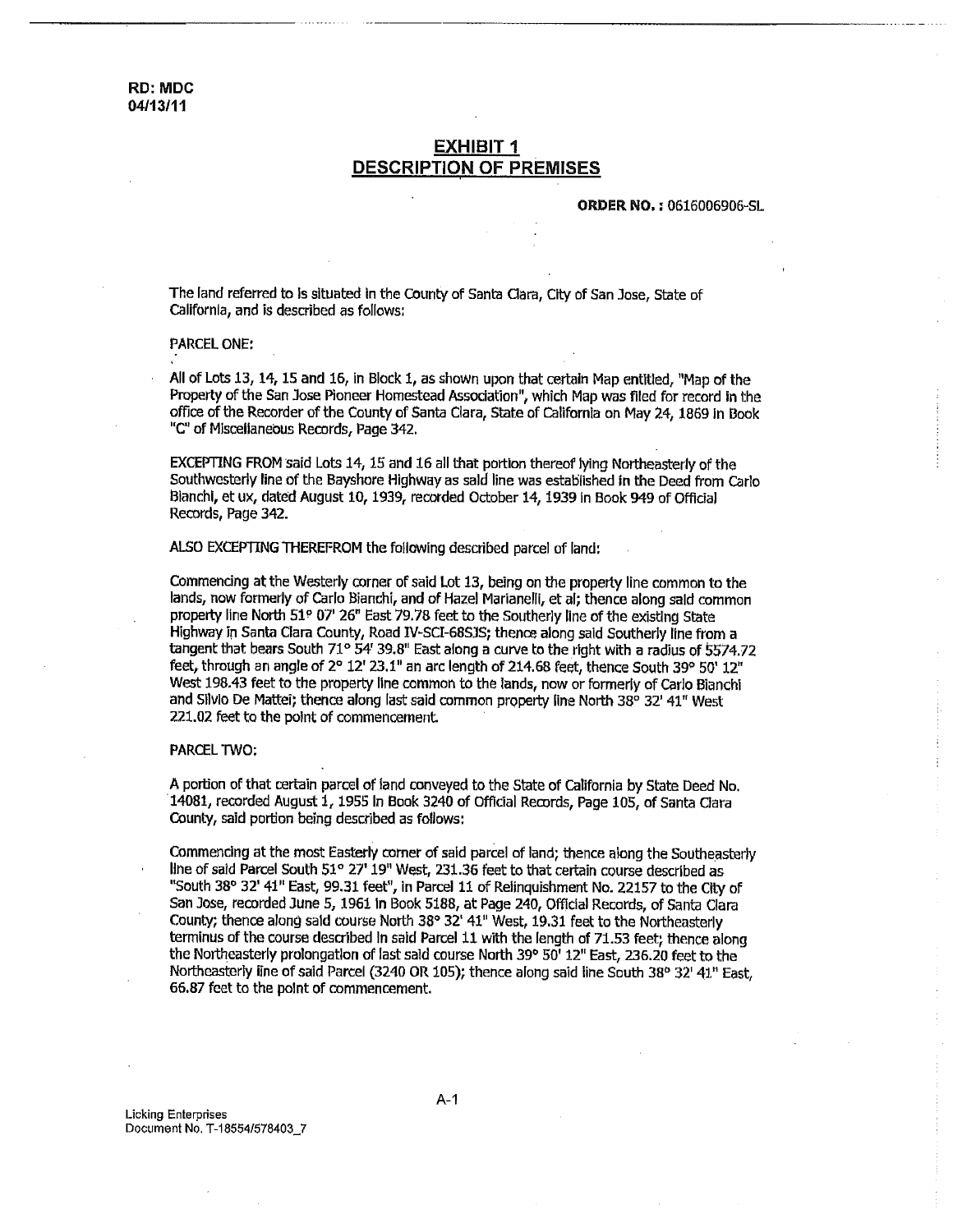RD: MDC
04/13/11

## EXHIBIT 1
## DESCRIPTION OF PREMISES

**ORDER NO.:** 0616006906-SL

The land referred to is situated in the County of Santa Clara, City of San Jose, State of California, and is described as follows:

PARCEL ONE:

All of Lots 13, 14, 15 and 16, in Block 1, as shown upon that certain Map entitled, "Map of the Property of the San Jose Pioneer Homestead Association", which Map was filed for record in the office of the Recorder of the County of Santa Clara, State of California on May 24, 1869 in Book "C" of Miscellaneous Records, Page 342.

EXCEPTING FROM said Lots 14, 15 and 16 all that portion thereof lying Northeasterly of the Southwesterly line of the Bayshore Highway as said line was established in the Deed from Carlo Bianchi, et ux, dated August 10, 1939, recorded October 14, 1939 in Book 949 of Official Records, Page 342.

ALSO EXCEPTING THEREFROM the following described parcel of land:

Commencing at the Westerly corner of said Lot 13, being on the property line common to the lands, now formerly of Carlo Bianchi, and of Hazel Marianelli, et al; thence along said common property line North 51° 07' 26" East 79.78 feet to the Southerly line of the existing State Highway in Santa Clara County, Road IV-SCI-68SJS; thence along said Southerly line from a tangent that bears South 71° 54' 39.8" East along a curve to the right with a radius of 5574.72 feet, through an angle of 2° 12' 23.1" an arc length of 214.68 feet, thence South 39° 50' 12" West 198.43 feet to the property line common to the lands, now or formerly of Carlo Bianchi and Silvio De Mattei; thence along last said common property line North 38° 32' 41" West 221.02 feet to the point of commencement.

PARCEL TWO:

A portion of that certain parcel of land conveyed to the State of California by State Deed No. 14081, recorded August 1, 1955 in Book 3240 of Official Records, Page 105, of Santa Clara County, said portion being described as follows:

Commencing at the most Easterly corner of said parcel of land; thence along the Southeasterly line of said Parcel South 51° 27' 19" West, 231.36 feet to that certain course described as "South 38° 32' 41" East, 99.31 feet", in Parcel 11 of Relinquishment No. 22157 to the City of San Jose, recorded June 5, 1961 in Book 5188, at Page 240, Official Records, of Santa Clara County; thence along said course North 38° 32' 41" West, 19.31 feet to the Northeasterly terminus of the course described in said Parcel 11 with the length of 71.53 feet; thence along the Northeasterly prolongation of last said course North 39° 50' 12" East, 236.20 feet to the Northeasterly line of said Parcel (3240 OR 105); thence along said line South 38° 32' 41" East, 66.87 feet to the point of commencement.

Licking Enterprises
Document No. T-18554/578403_7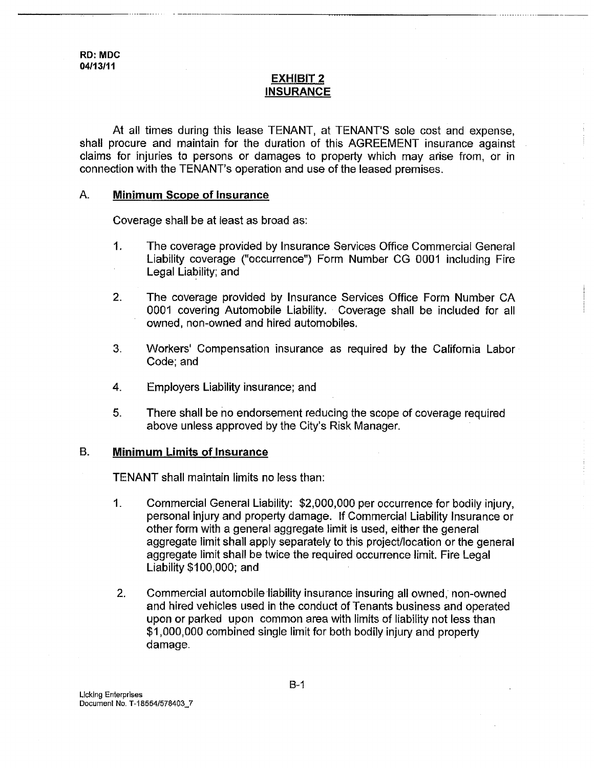RD: MDC
04/13/11

## EXHIBIT 2
## INSURANCE

At all times during this lease TENANT, at TENANT'S sole cost and expense, shall procure and maintain for the duration of this AGREEMENT insurance against claims for injuries to persons or damages to property which may arise from, or in connection with the TENANT's operation and use of the leased premises.

### A. Minimum Scope of Insurance

Coverage shall be at least as broad as:

1. The coverage provided by Insurance Services Office Commercial General Liability coverage ("occurrence") Form Number CG 0001 including Fire Legal Liability; and

2. The coverage provided by Insurance Services Office Form Number CA 0001 covering Automobile Liability. Coverage shall be included for all owned, non-owned and hired automobiles.

3. Workers' Compensation insurance as required by the California Labor Code; and

4. Employers Liability insurance; and

5. There shall be no endorsement reducing the scope of coverage required above unless approved by the City's Risk Manager.

### B. Minimum Limits of Insurance

TENANT shall maintain limits no less than:

1. Commercial General Liability: $2,000,000 per occurrence for bodily injury, personal injury and property damage. If Commercial Liability Insurance or other form with a general aggregate limit is used, either the general aggregate limit shall apply separately to this project/location or the general aggregate limit shall be twice the required occurrence limit. Fire Legal Liability $100,000; and

2. Commercial automobile liability insurance insuring all owned, non-owned and hired vehicles used in the conduct of Tenants business and operated upon or parked upon common area with limits of liability not less than $1,000,000 combined single limit for both bodily injury and property damage.

Licking Enterprises
Document No. T-18554/578403_7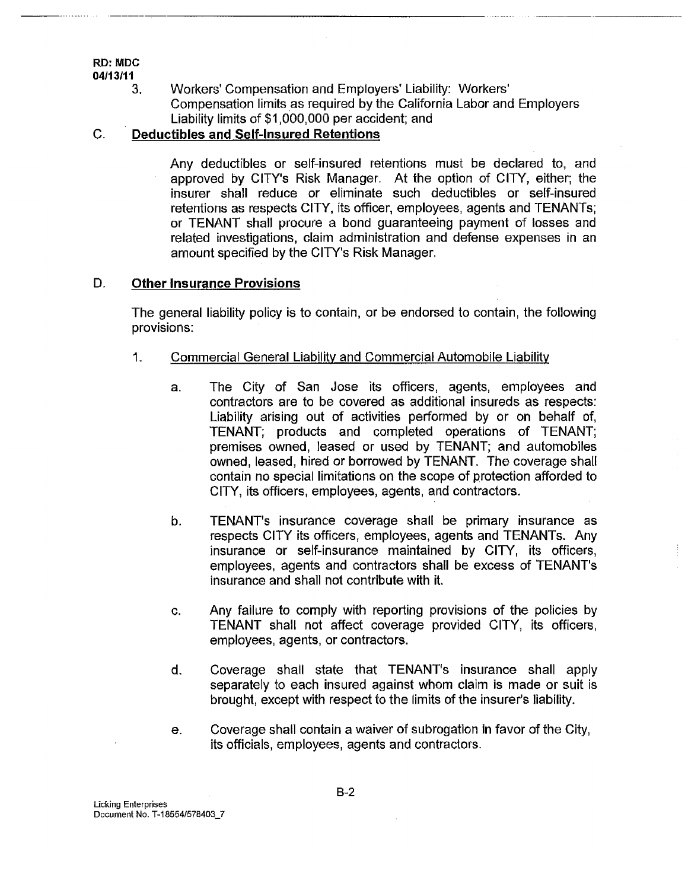RD: MDC
04/13/11

3. Workers' Compensation and Employers' Liability: Workers' Compensation limits as required by the California Labor and Employers Liability limits of $1,000,000 per accident; and

C. **Deductibles and Self-Insured Retentions**

Any deductibles or self-insured retentions must be declared to, and approved by CITY's Risk Manager. At the option of CITY, either; the insurer shall reduce or eliminate such deductibles or self-insured retentions as respects CITY, its officer, employees, agents and TENANTs; or TENANT shall procure a bond guaranteeing payment of losses and related investigations, claim administration and defense expenses in an amount specified by the CITY's Risk Manager.

D. **Other Insurance Provisions**

The general liability policy is to contain, or be endorsed to contain, the following provisions:

1. Commercial General Liability and Commercial Automobile Liability

   a. The City of San Jose its officers, agents, employees and contractors are to be covered as additional insureds as respects: Liability arising out of activities performed by or on behalf of, TENANT; products and completed operations of TENANT; premises owned, leased or used by TENANT; and automobiles owned, leased, hired or borrowed by TENANT. The coverage shall contain no special limitations on the scope of protection afforded to CITY, its officers, employees, agents, and contractors.

   b. TENANT's insurance coverage shall be primary insurance as respects CITY its officers, employees, agents and TENANTs. Any insurance or self-insurance maintained by CITY, its officers, employees, agents and contractors shall be excess of TENANT's insurance and shall not contribute with it.

   c. Any failure to comply with reporting provisions of the policies by TENANT shall not affect coverage provided CITY, its officers, employees, agents, or contractors.

   d. Coverage shall state that TENANT's insurance shall apply separately to each insured against whom claim is made or suit is brought, except with respect to the limits of the insurer's liability.

   e. Coverage shall contain a waiver of subrogation in favor of the City, its officials, employees, agents and contractors.

B-2

Licking Enterprises
Document No. T-18554/578403_7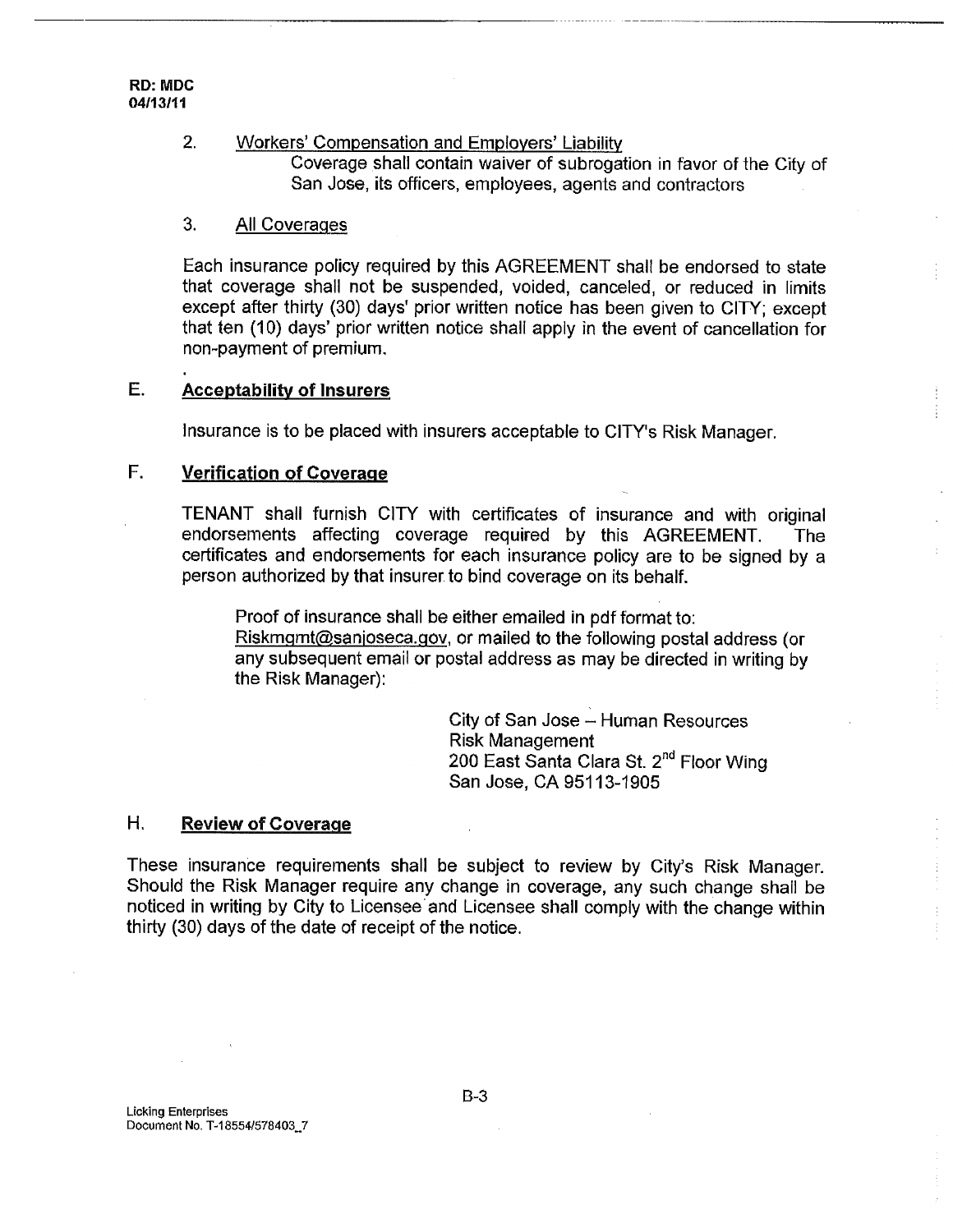RD: MDC
04/13/11

2. Workers' Compensation and Employers' Liability
   Coverage shall contain waiver of subrogation in favor of the City of San Jose, its officers, employees, agents and contractors

3. All Coverages

Each insurance policy required by this AGREEMENT shall be endorsed to state that coverage shall not be suspended, voided, canceled, or reduced in limits except after thirty (30) days' prior written notice has been given to CITY; except that ten (10) days' prior written notice shall apply in the event of cancellation for non-payment of premium.

## E. Acceptability of Insurers

Insurance is to be placed with insurers acceptable to CITY's Risk Manager.

## F. Verification of Coverage

TENANT shall furnish CITY with certificates of insurance and with original endorsements affecting coverage required by this AGREEMENT. The certificates and endorsements for each insurance policy are to be signed by a person authorized by that insurer to bind coverage on its behalf.

Proof of insurance shall be either emailed in pdf format to: Riskmgmt@sanjoseca.gov, or mailed to the following postal address (or any subsequent email or postal address as may be directed in writing by the Risk Manager):

City of San Jose – Human Resources
Risk Management
200 East Santa Clara St. 2nd Floor Wing
San Jose, CA 95113-1905

## H. Review of Coverage

These insurance requirements shall be subject to review by City's Risk Manager. Should the Risk Manager require any change in coverage, any such change shall be noticed in writing by City to Licensee and Licensee shall comply with the change within thirty (30) days of the date of receipt of the notice.

B-3

Licking Enterprises
Document No. T-18554/578403_7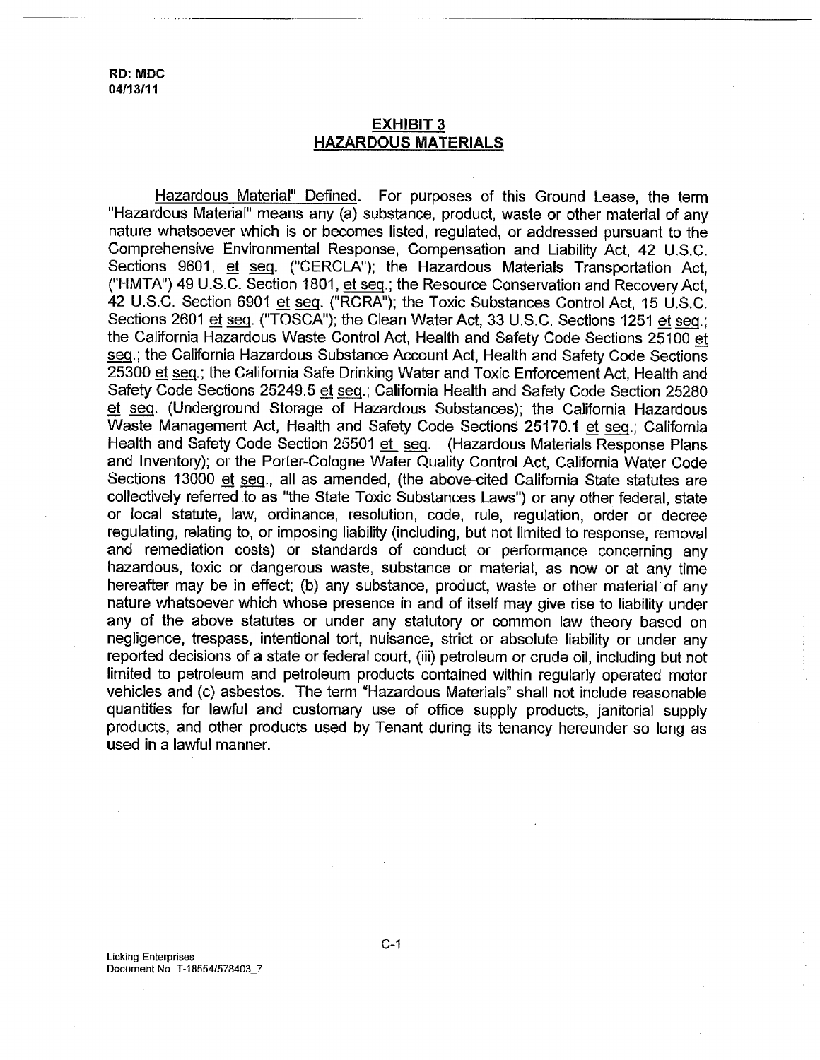RD: MDC
04/13/11

## EXHIBIT 3
## HAZARDOUS MATERIALS

Hazardous Material" Defined. For purposes of this Ground Lease, the term "Hazardous Material" means any (a) substance, product, waste or other material of any nature whatsoever which is or becomes listed, regulated, or addressed pursuant to the Comprehensive Environmental Response, Compensation and Liability Act, 42 U.S.C. Sections 9601, et seq. ("CERCLA"); the Hazardous Materials Transportation Act, ("HMTA") 49 U.S.C. Section 1801, et seq.; the Resource Conservation and Recovery Act, 42 U.S.C. Section 6901 et seq. ("RCRA"); the Toxic Substances Control Act, 15 U.S.C. Sections 2601 et seq. ("TOSCA"); the Clean Water Act, 33 U.S.C. Sections 1251 et seq.; the California Hazardous Waste Control Act, Health and Safety Code Sections 25100 et seq.; the California Hazardous Substance Account Act, Health and Safety Code Sections 25300 et seq.; the California Safe Drinking Water and Toxic Enforcement Act, Health and Safety Code Sections 25249.5 et seq.; California Health and Safety Code Section 25280 et seq. (Underground Storage of Hazardous Substances); the California Hazardous Waste Management Act, Health and Safety Code Sections 25170.1 et seq.; California Health and Safety Code Section 25501 et seq. (Hazardous Materials Response Plans and Inventory); or the Porter-Cologne Water Quality Control Act, California Water Code Sections 13000 et seq., all as amended, (the above-cited California State statutes are collectively referred to as "the State Toxic Substances Laws") or any other federal, state or local statute, law, ordinance, resolution, code, rule, regulation, order or decree regulating, relating to, or imposing liability (including, but not limited to response, removal and remediation costs) or standards of conduct or performance concerning any hazardous, toxic or dangerous waste, substance or material, as now or at any time hereafter may be in effect; (b) any substance, product, waste or other material of any nature whatsoever which whose presence in and of itself may give rise to liability under any of the above statutes or under any statutory or common law theory based on negligence, trespass, intentional tort, nuisance, strict or absolute liability or under any reported decisions of a state or federal court, (iii) petroleum or crude oil, including but not limited to petroleum and petroleum products contained within regularly operated motor vehicles and (c) asbestos. The term "Hazardous Materials" shall not include reasonable quantities for lawful and customary use of office supply products, janitorial supply products, and other products used by Tenant during its tenancy hereunder so long as used in a lawful manner.

C-1

Licking Enterprises
Document No. T-18554/578403_7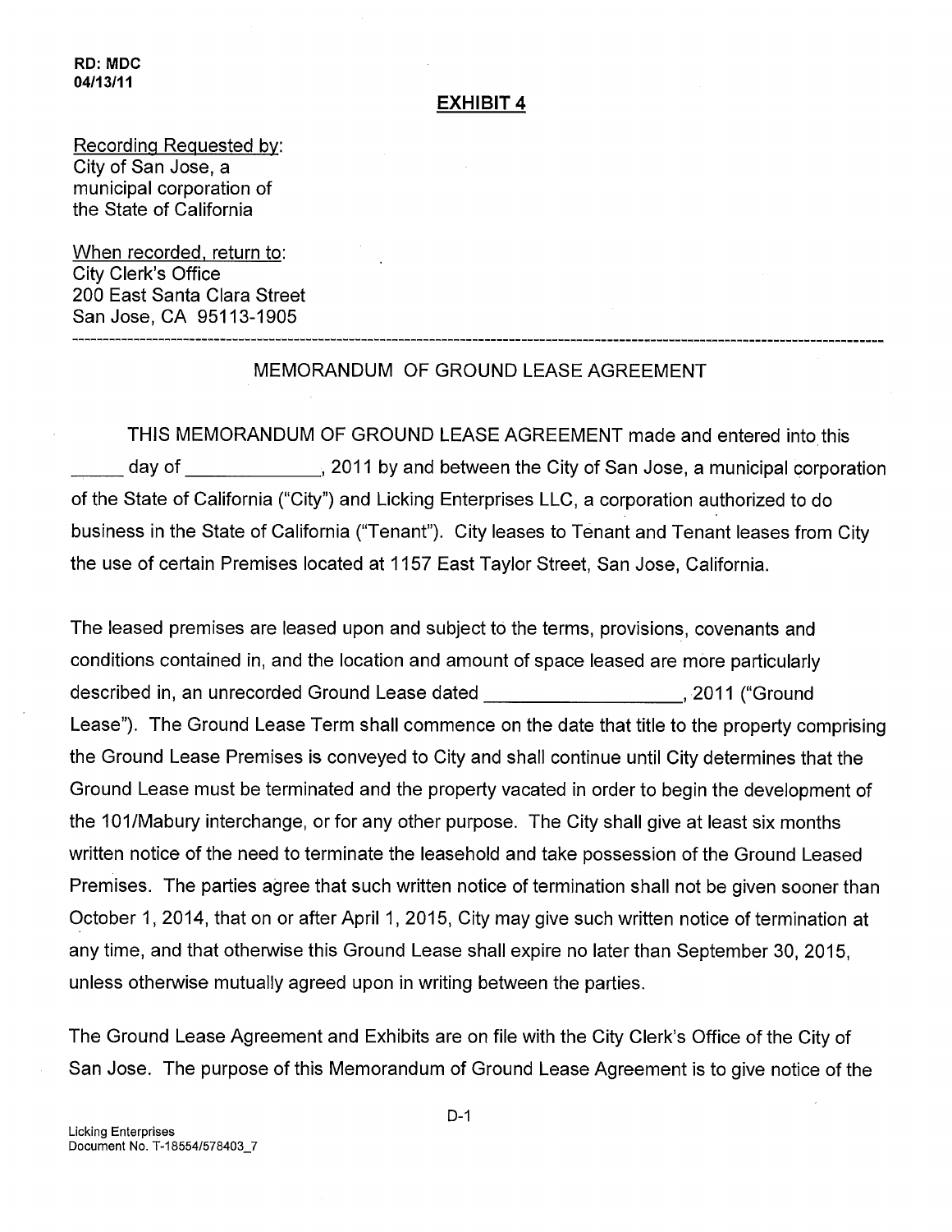RD: MDC
04/13/11

## EXHIBIT 4

Recording Requested by:
City of San Jose, a
municipal corporation of
the State of California

When recorded, return to:
City Clerk's Office
200 East Santa Clara Street
San Jose, CA 95113-1905

---

## MEMORANDUM OF GROUND LEASE AGREEMENT

THIS MEMORANDUM OF GROUND LEASE AGREEMENT made and entered into this _____ day of _____________, 2011 by and between the City of San Jose, a municipal corporation of the State of California ("City") and Licking Enterprises LLC, a corporation authorized to do business in the State of California ("Tenant"). City leases to Tenant and Tenant leases from City the use of certain Premises located at 1157 East Taylor Street, San Jose, California.

The leased premises are leased upon and subject to the terms, provisions, covenants and conditions contained in, and the location and amount of space leased are more particularly described in, an unrecorded Ground Lease dated __________________, 2011 ("Ground Lease"). The Ground Lease Term shall commence on the date that title to the property comprising the Ground Lease Premises is conveyed to City and shall continue until City determines that the Ground Lease must be terminated and the property vacated in order to begin the development of the 101/Mabury interchange, or for any other purpose. The City shall give at least six months written notice of the need to terminate the leasehold and take possession of the Ground Leased Premises. The parties agree that such written notice of termination shall not be given sooner than October 1, 2014, that on or after April 1, 2015, City may give such written notice of termination at any time, and that otherwise this Ground Lease shall expire no later than September 30, 2015, unless otherwise mutually agreed upon in writing between the parties.

The Ground Lease Agreement and Exhibits are on file with the City Clerk's Office of the City of San Jose. The purpose of this Memorandum of Ground Lease Agreement is to give notice of the

D-1

Licking Enterprises
Document No. T-18554/578403_7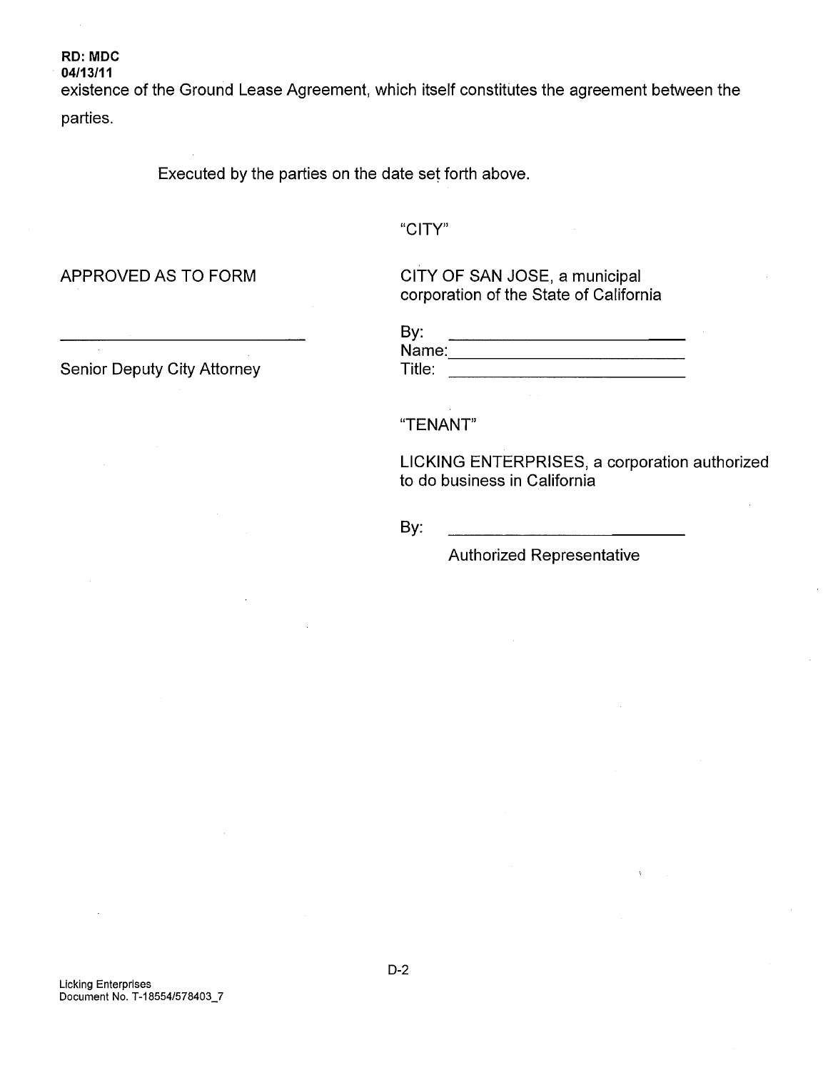RD: MDC
04/13/11

existence of the Ground Lease Agreement, which itself constitutes the agreement between the parties.

Executed by the parties on the date set forth above.

"CITY"

APPROVED AS TO FORM

CITY OF SAN JOSE, a municipal corporation of the State of California

\_\_\_\_\_\_\_\_\_\_\_\_\_\_\_\_\_\_\_\_\_\_\_\_\_\_\_\_

Senior Deputy City Attorney

By: \_\_\_\_\_\_\_\_\_\_\_\_\_\_\_\_\_\_\_\_\_\_\_\_\_\_\_\_

Name: \_\_\_\_\_\_\_\_\_\_\_\_\_\_\_\_\_\_\_\_\_\_\_\_\_\_\_\_

Title: \_\_\_\_\_\_\_\_\_\_\_\_\_\_\_\_\_\_\_\_\_\_\_\_\_\_\_\_

"TENANT"

LICKING ENTERPRISES, a corporation authorized to do business in California

By: \_\_\_\_\_\_\_\_\_\_\_\_\_\_\_\_\_\_\_\_\_\_\_\_\_\_\_\_

Authorized Representative

D-2

Licking Enterprises
Document No. T-18554/578403_7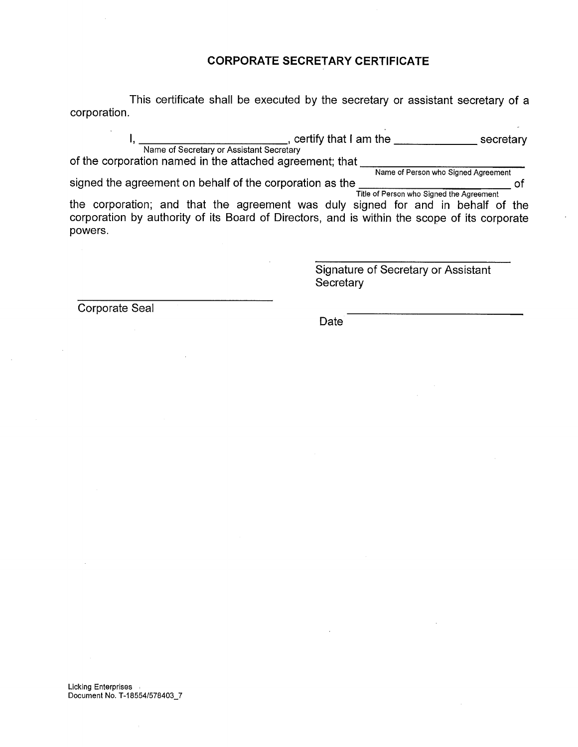# CORPORATE SECRETARY CERTIFICATE

This certificate shall be executed by the secretary or assistant secretary of a corporation.

I, ______________________ (Name of Secretary or Assistant Secretary), certify that I am the ____________ secretary of the corporation named in the attached agreement; that ______________________ (Name of Person who Signed Agreement) signed the agreement on behalf of the corporation as the ______________________ (Title of Person who Signed the Agreement) of the corporation; and that the agreement was duly signed for and in behalf of the corporation by authority of its Board of Directors, and is within the scope of its corporate powers.

______________________________
Signature of Secretary or Assistant Secretary

______________________________
Corporate Seal

Date ______________________________

Licking Enterprises
Document No. T-18554/578403_7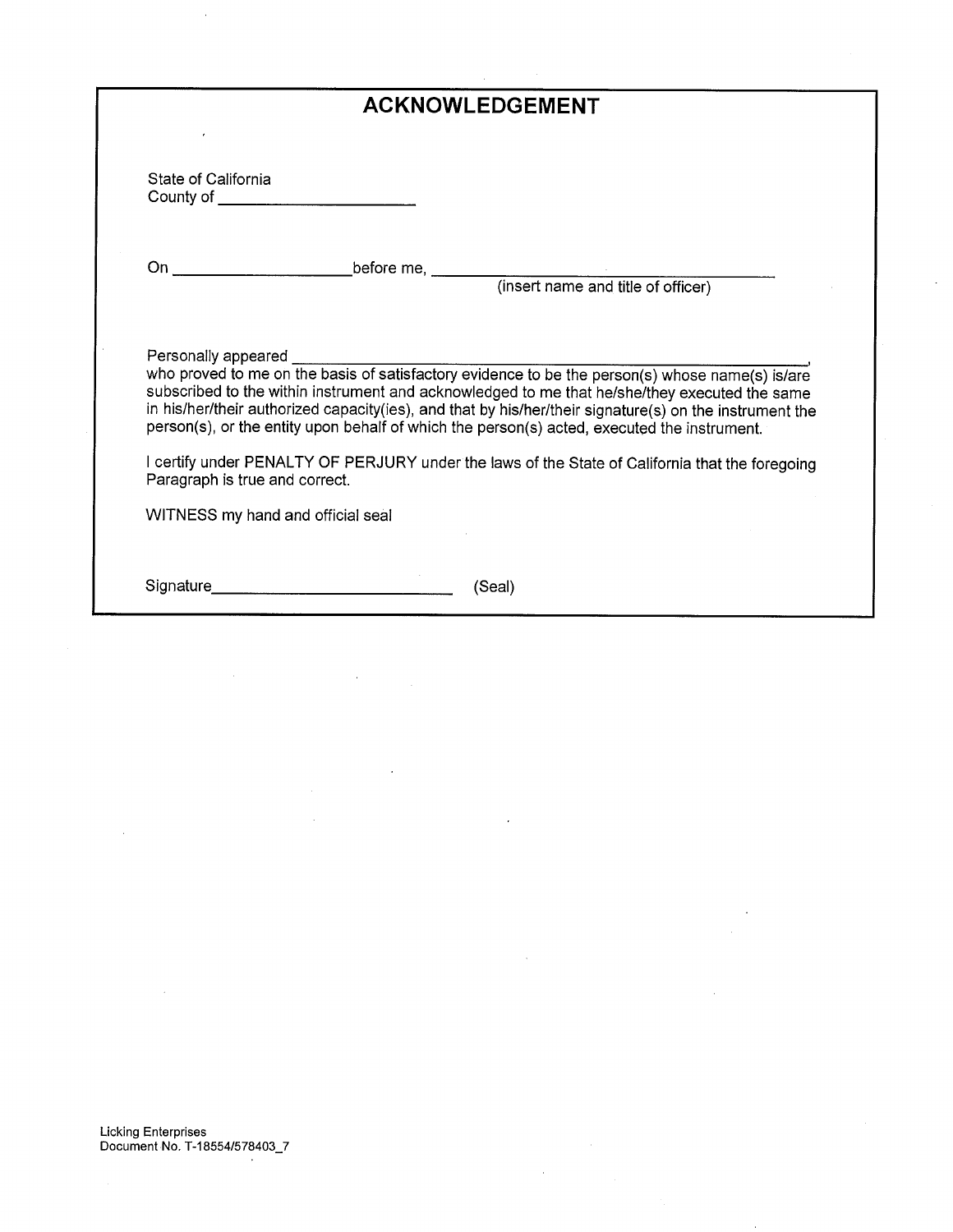# ACKNOWLEDGEMENT

State of California
County of ______________________

On ____________________ before me, ______________________________________
(insert name and title of officer)

Personally appeared __________________________________________________________, who proved to me on the basis of satisfactory evidence to be the person(s) whose name(s) is/are subscribed to the within instrument and acknowledged to me that he/she/they executed the same in his/her/their authorized capacity(ies), and that by his/her/their signature(s) on the instrument the person(s), or the entity upon behalf of which the person(s) acted, executed the instrument.

I certify under PENALTY OF PERJURY under the laws of the State of California that the foregoing Paragraph is true and correct.

WITNESS my hand and official seal

Signature____________________________ (Seal)

Licking Enterprises
Document No. T-18554/578403_7